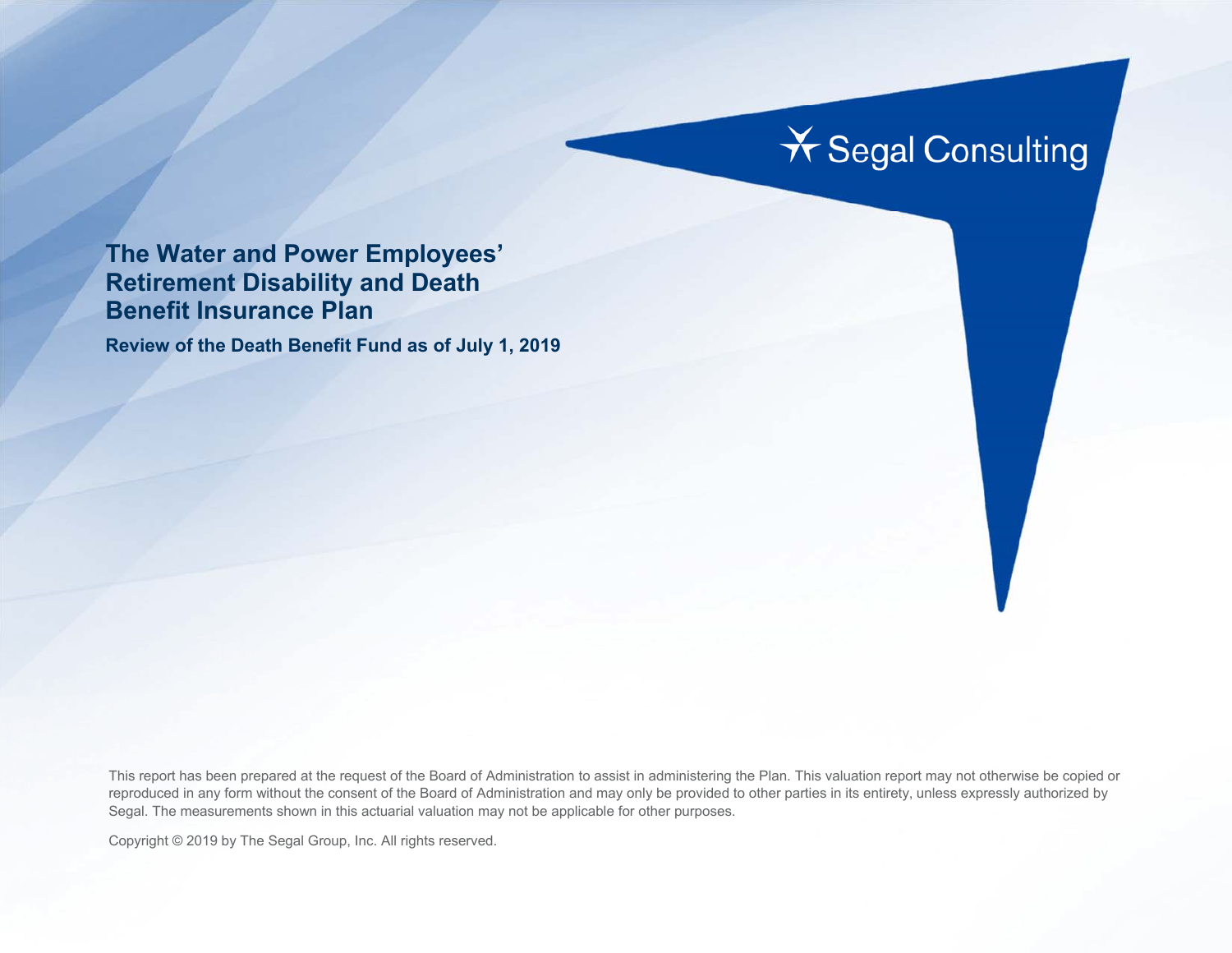Segal Consulting

# The Water and Power Employees' Retirement Disability and Death Benefit Insurance Plan

## Review of the Death Benefit Fund as of July 1, 2019

This report has been prepared at the request of the Board of Administration to assist in administering the Plan. This valuation report may not otherwise be copied or reproduced in any form without the consent of the Board of Administration and may only be provided to other parties in its entirety, unless expressly authorized by Segal. The measurements shown in this actuarial valuation may not be applicable for other purposes.

Copyright © 2019 by The Segal Group, Inc. All rights reserved.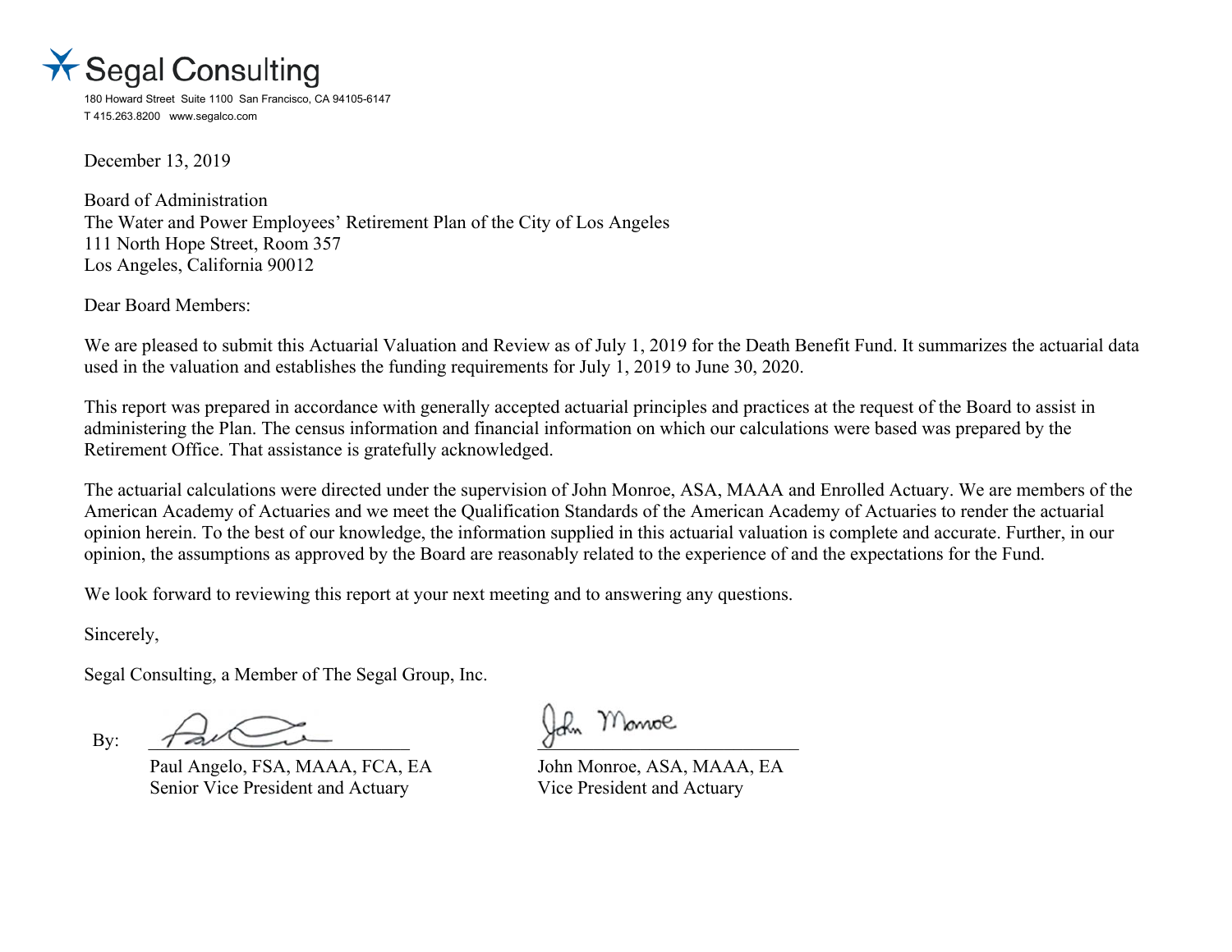**Segal Consulting**

180 Howard Street Suite 1100 San Francisco, CA 94105-6147
T 415.263.8200 www.segalco.com

December 13, 2019

Board of Administration
The Water and Power Employees' Retirement Plan of the City of Los Angeles
111 North Hope Street, Room 357
Los Angeles, California 90012

Dear Board Members:

We are pleased to submit this Actuarial Valuation and Review as of July 1, 2019 for the Death Benefit Fund. It summarizes the actuarial data used in the valuation and establishes the funding requirements for July 1, 2019 to June 30, 2020.

This report was prepared in accordance with generally accepted actuarial principles and practices at the request of the Board to assist in administering the Plan. The census information and financial information on which our calculations were based was prepared by the Retirement Office. That assistance is gratefully acknowledged.

The actuarial calculations were directed under the supervision of John Monroe, ASA, MAAA and Enrolled Actuary. We are members of the American Academy of Actuaries and we meet the Qualification Standards of the American Academy of Actuaries to render the actuarial opinion herein. To the best of our knowledge, the information supplied in this actuarial valuation is complete and accurate. Further, in our opinion, the assumptions as approved by the Board are reasonably related to the experience of and the expectations for the Fund.

We look forward to reviewing this report at your next meeting and to answering any questions.

Sincerely,

Segal Consulting, a Member of The Segal Group, Inc.

By:

Paul Angelo, FSA, MAAA, FCA, EA
Senior Vice President and Actuary

John Monroe, ASA, MAAA, EA
Vice President and Actuary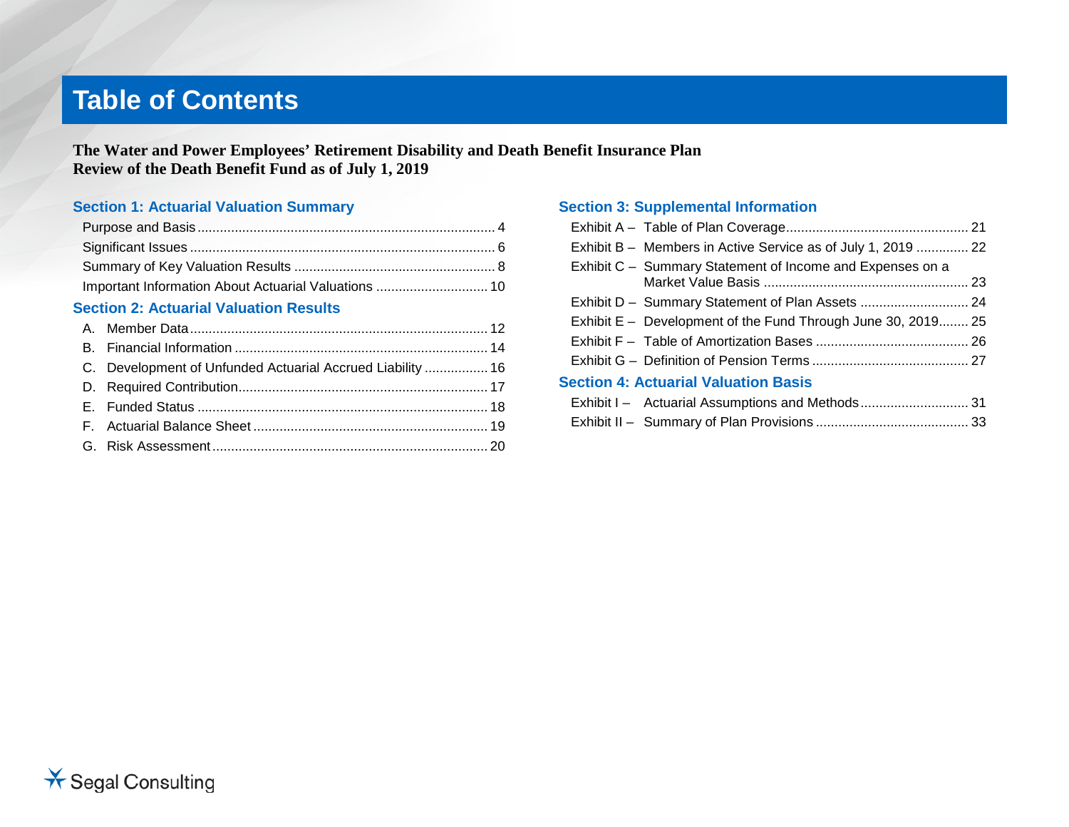# Table of Contents

**The Water and Power Employees' Retirement Disability and Death Benefit Insurance Plan**
**Review of the Death Benefit Fund as of July 1, 2019**

## Section 1: Actuarial Valuation Summary

- Purpose and Basis ... 4
- Significant Issues ... 6
- Summary of Key Valuation Results ... 8
- Important Information About Actuarial Valuations ... 10

## Section 2: Actuarial Valuation Results

- A. Member Data ... 12
- B. Financial Information ... 14
- C. Development of Unfunded Actuarial Accrued Liability ... 16
- D. Required Contribution ... 17
- E. Funded Status ... 18
- F. Actuarial Balance Sheet ... 19
- G. Risk Assessment ... 20

## Section 3: Supplemental Information

- Exhibit A – Table of Plan Coverage ... 21
- Exhibit B – Members in Active Service as of July 1, 2019 ... 22
- Exhibit C – Summary Statement of Income and Expenses on a Market Value Basis ... 23
- Exhibit D – Summary Statement of Plan Assets ... 24
- Exhibit E – Development of the Fund Through June 30, 2019 ... 25
- Exhibit F – Table of Amortization Bases ... 26
- Exhibit G – Definition of Pension Terms ... 27

## Section 4: Actuarial Valuation Basis

- Exhibit I – Actuarial Assumptions and Methods ... 31
- Exhibit II – Summary of Plan Provisions ... 33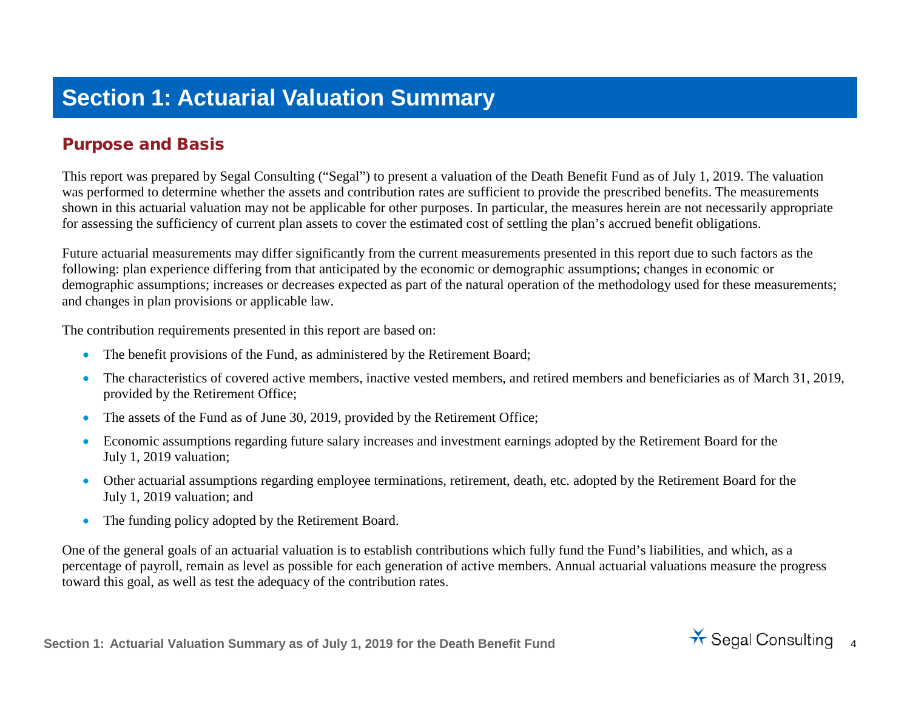# Section 1: Actuarial Valuation Summary

## Purpose and Basis

This report was prepared by Segal Consulting ("Segal") to present a valuation of the Death Benefit Fund as of July 1, 2019. The valuation was performed to determine whether the assets and contribution rates are sufficient to provide the prescribed benefits. The measurements shown in this actuarial valuation may not be applicable for other purposes. In particular, the measures herein are not necessarily appropriate for assessing the sufficiency of current plan assets to cover the estimated cost of settling the plan's accrued benefit obligations.

Future actuarial measurements may differ significantly from the current measurements presented in this report due to such factors as the following: plan experience differing from that anticipated by the economic or demographic assumptions; changes in economic or demographic assumptions; increases or decreases expected as part of the natural operation of the methodology used for these measurements; and changes in plan provisions or applicable law.

The contribution requirements presented in this report are based on:

- The benefit provisions of the Fund, as administered by the Retirement Board;
- The characteristics of covered active members, inactive vested members, and retired members and beneficiaries as of March 31, 2019, provided by the Retirement Office;
- The assets of the Fund as of June 30, 2019, provided by the Retirement Office;
- Economic assumptions regarding future salary increases and investment earnings adopted by the Retirement Board for the July 1, 2019 valuation;
- Other actuarial assumptions regarding employee terminations, retirement, death, etc. adopted by the Retirement Board for the July 1, 2019 valuation; and
- The funding policy adopted by the Retirement Board.

One of the general goals of an actuarial valuation is to establish contributions which fully fund the Fund's liabilities, and which, as a percentage of payroll, remain as level as possible for each generation of active members. Annual actuarial valuations measure the progress toward this goal, as well as test the adequacy of the contribution rates.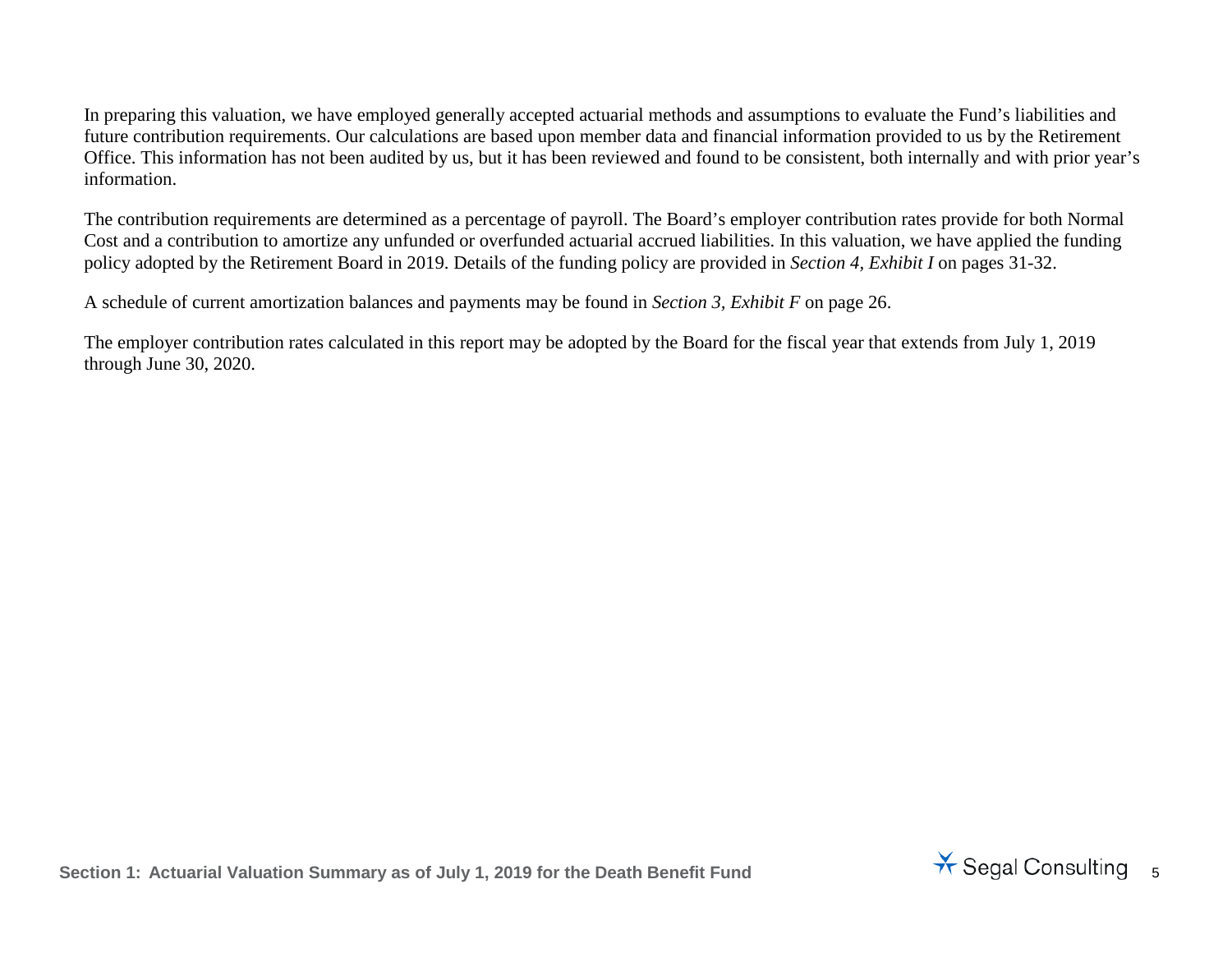In preparing this valuation, we have employed generally accepted actuarial methods and assumptions to evaluate the Fund's liabilities and future contribution requirements. Our calculations are based upon member data and financial information provided to us by the Retirement Office. This information has not been audited by us, but it has been reviewed and found to be consistent, both internally and with prior year's information.

The contribution requirements are determined as a percentage of payroll. The Board's employer contribution rates provide for both Normal Cost and a contribution to amortize any unfunded or overfunded actuarial accrued liabilities. In this valuation, we have applied the funding policy adopted by the Retirement Board in 2019. Details of the funding policy are provided in *Section 4, Exhibit I* on pages 31-32.

A schedule of current amortization balances and payments may be found in *Section 3, Exhibit F* on page 26.

The employer contribution rates calculated in this report may be adopted by the Board for the fiscal year that extends from July 1, 2019 through June 30, 2020.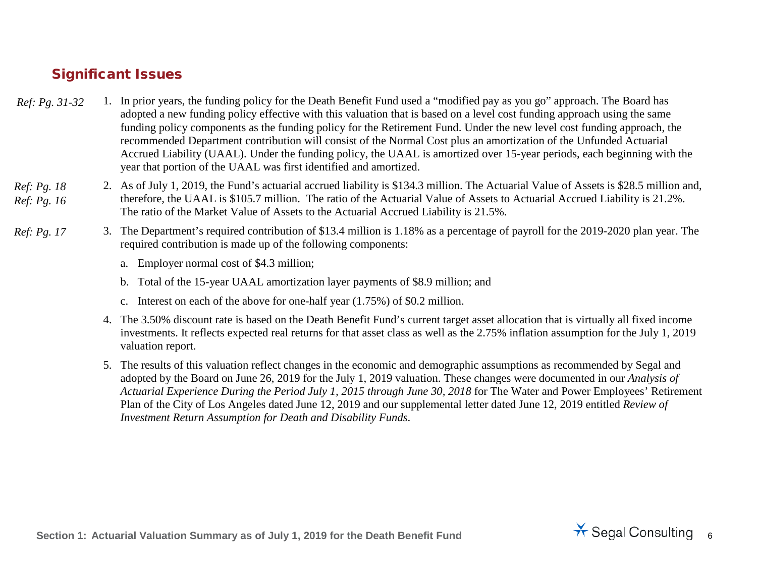## Significant Issues

*Ref: Pg. 31-32*

1. In prior years, the funding policy for the Death Benefit Fund used a "modified pay as you go" approach. The Board has adopted a new funding policy effective with this valuation that is based on a level cost funding approach using the same funding policy components as the funding policy for the Retirement Fund. Under the new level cost funding approach, the recommended Department contribution will consist of the Normal Cost plus an amortization of the Unfunded Actuarial Accrued Liability (UAAL). Under the funding policy, the UAAL is amortized over 15-year periods, each beginning with the year that portion of the UAAL was first identified and amortized.

*Ref: Pg. 18*
*Ref: Pg. 16*

2. As of July 1, 2019, the Fund's actuarial accrued liability is $134.3 million. The Actuarial Value of Assets is $28.5 million and, therefore, the UAAL is $105.7 million. The ratio of the Actuarial Value of Assets to Actuarial Accrued Liability is 21.2%. The ratio of the Market Value of Assets to the Actuarial Accrued Liability is 21.5%.

*Ref: Pg. 17*

3. The Department's required contribution of $13.4 million is 1.18% as a percentage of payroll for the 2019-2020 plan year. The required contribution is made up of the following components:
   a. Employer normal cost of $4.3 million;
   b. Total of the 15-year UAAL amortization layer payments of $8.9 million; and
   c. Interest on each of the above for one-half year (1.75%) of $0.2 million.

4. The 3.50% discount rate is based on the Death Benefit Fund's current target asset allocation that is virtually all fixed income investments. It reflects expected real returns for that asset class as well as the 2.75% inflation assumption for the July 1, 2019 valuation report.

5. The results of this valuation reflect changes in the economic and demographic assumptions as recommended by Segal and adopted by the Board on June 26, 2019 for the July 1, 2019 valuation. These changes were documented in our *Analysis of Actuarial Experience During the Period July 1, 2015 through June 30, 2018* for The Water and Power Employees' Retirement Plan of the City of Los Angeles dated June 12, 2019 and our supplemental letter dated June 12, 2019 entitled *Review of Investment Return Assumption for Death and Disability Funds*.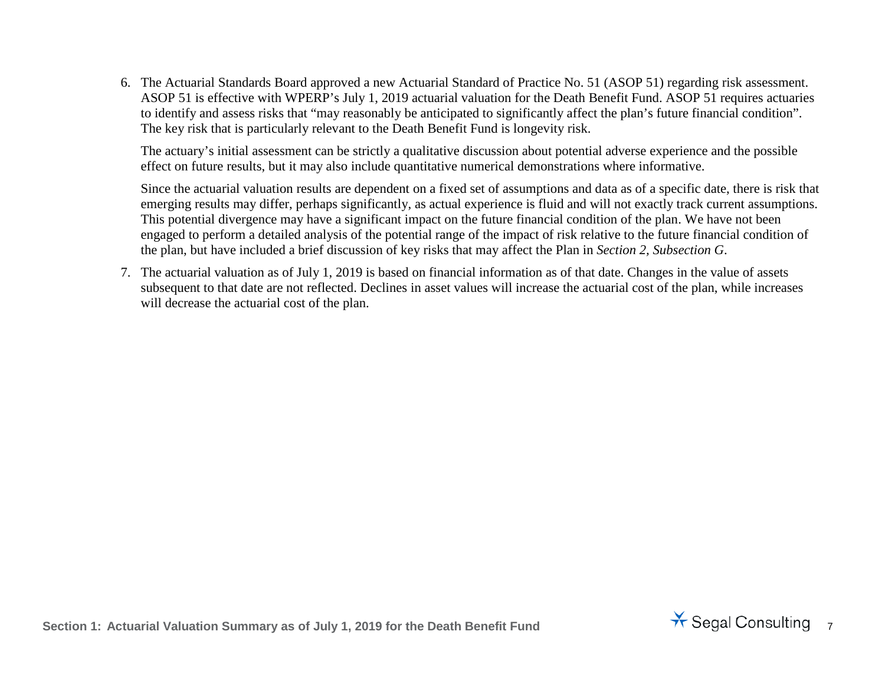6. The Actuarial Standards Board approved a new Actuarial Standard of Practice No. 51 (ASOP 51) regarding risk assessment. ASOP 51 is effective with WPERP's July 1, 2019 actuarial valuation for the Death Benefit Fund. ASOP 51 requires actuaries to identify and assess risks that "may reasonably be anticipated to significantly affect the plan's future financial condition". The key risk that is particularly relevant to the Death Benefit Fund is longevity risk.

   The actuary's initial assessment can be strictly a qualitative discussion about potential adverse experience and the possible effect on future results, but it may also include quantitative numerical demonstrations where informative.

   Since the actuarial valuation results are dependent on a fixed set of assumptions and data as of a specific date, there is risk that emerging results may differ, perhaps significantly, as actual experience is fluid and will not exactly track current assumptions. This potential divergence may have a significant impact on the future financial condition of the plan. We have not been engaged to perform a detailed analysis of the potential range of the impact of risk relative to the future financial condition of the plan, but have included a brief discussion of key risks that may affect the Plan in *Section 2, Subsection G*.

7. The actuarial valuation as of July 1, 2019 is based on financial information as of that date. Changes in the value of assets subsequent to that date are not reflected. Declines in asset values will increase the actuarial cost of the plan, while increases will decrease the actuarial cost of the plan.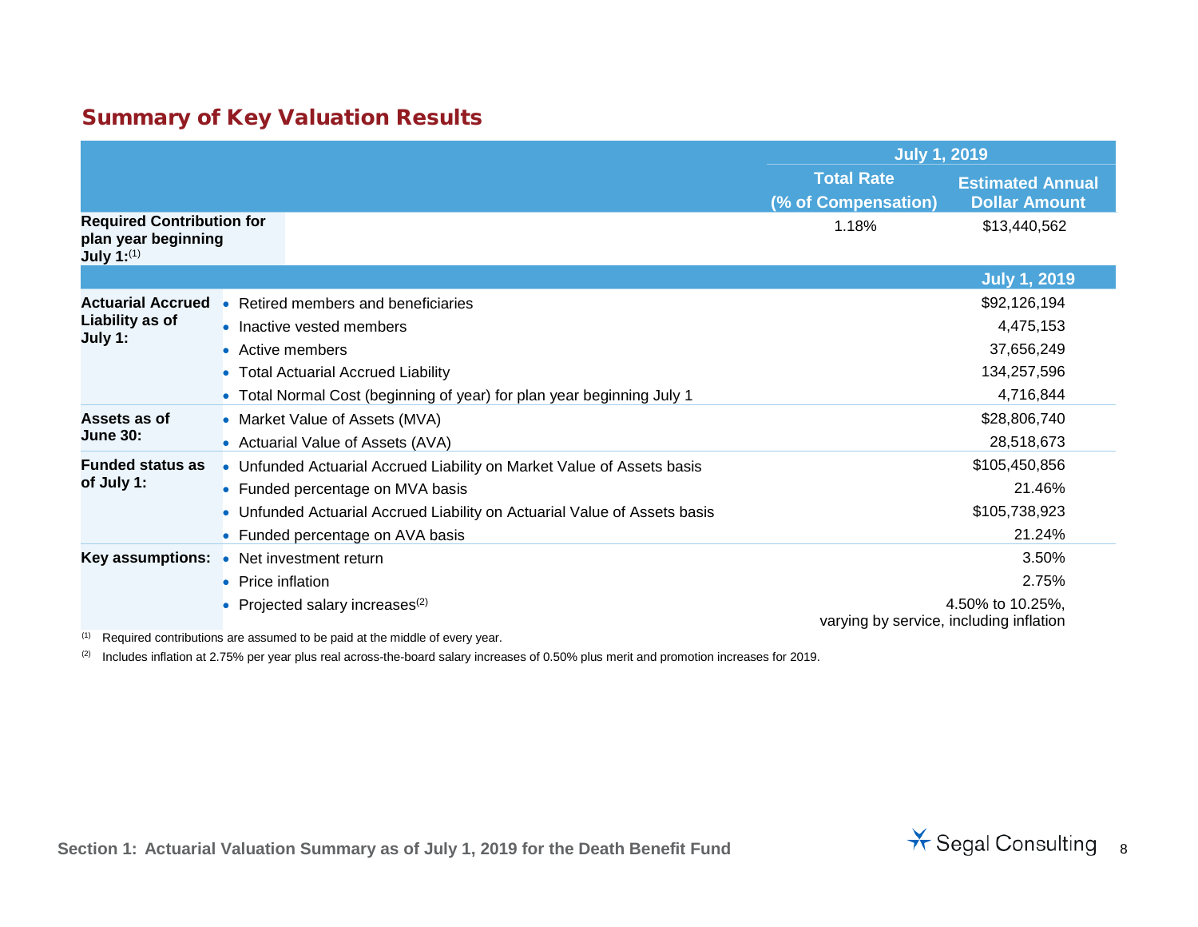## Summary of Key Valuation Results

| | | July 1, 2019 | |
|---|---|---|---|
| | | Total Rate (% of Compensation) | Estimated Annual Dollar Amount |
| **Required Contribution for plan year beginning July 1:**[1] | | 1.18% | $13,440,562 |

| | | July 1, 2019 |
|---|---|---|
| **Actuarial Accrued Liability as of July 1:** | • Retired members and beneficiaries | $92,126,194 |
| | • Inactive vested members | 4,475,153 |
| | • Active members | 37,656,249 |
| | • Total Actuarial Accrued Liability | 134,257,596 |
| | • Total Normal Cost (beginning of year) for plan year beginning July 1 | 4,716,844 |
| **Assets as of June 30:** | • Market Value of Assets (MVA) | $28,806,740 |
| | • Actuarial Value of Assets (AVA) | 28,518,673 |
| **Funded status as of July 1:** | • Unfunded Actuarial Accrued Liability on Market Value of Assets basis | $105,450,856 |
| | • Funded percentage on MVA basis | 21.46% |
| | • Unfunded Actuarial Accrued Liability on Actuarial Value of Assets basis | $105,738,923 |
| | • Funded percentage on AVA basis | 21.24% |
| **Key assumptions:** | • Net investment return | 3.50% |
| | • Price inflation | 2.75% |
| | • Projected salary increases[2] | 4.50% to 10.25%, varying by service, including inflation |

[1] Required contributions are assumed to be paid at the middle of every year.

[2] Includes inflation at 2.75% per year plus real across-the-board salary increases of 0.50% plus merit and promotion increases for 2019.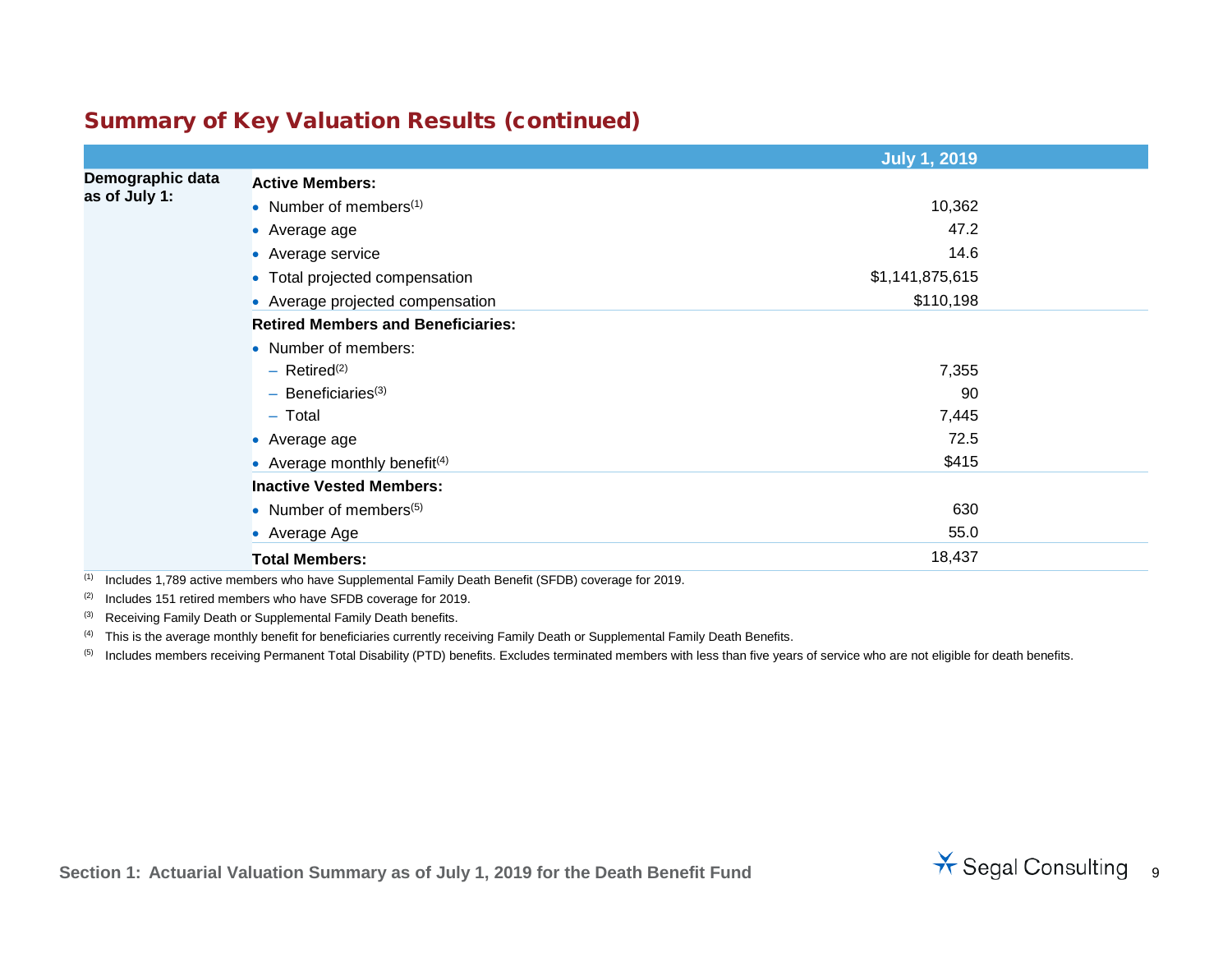## Summary of Key Valuation Results (continued)

| | | July 1, 2019 |
|---|---|---|
| **Demographic data as of July 1:** | **Active Members:** | |
| | • Number of members[1] | 10,362 |
| | • Average age | 47.2 |
| | • Average service | 14.6 |
| | • Total projected compensation | $1,141,875,615 |
| | • Average projected compensation | $110,198 |
| | **Retired Members and Beneficiaries:** | |
| | • Number of members: | |
| | – Retired[2] | 7,355 |
| | – Beneficiaries[3] | 90 |
| | – Total | 7,445 |
| | • Average age | 72.5 |
| | • Average monthly benefit[4] | $415 |
| | **Inactive Vested Members:** | |
| | • Number of members[5] | 630 |
| | • Average Age | 55.0 |
| | **Total Members:** | 18,437 |

[1] Includes 1,789 active members who have Supplemental Family Death Benefit (SFDB) coverage for 2019.

[2] Includes 151 retired members who have SFDB coverage for 2019.

[3] Receiving Family Death or Supplemental Family Death benefits.

[4] This is the average monthly benefit for beneficiaries currently receiving Family Death or Supplemental Family Death Benefits.

[5] Includes members receiving Permanent Total Disability (PTD) benefits. Excludes terminated members with less than five years of service who are not eligible for death benefits.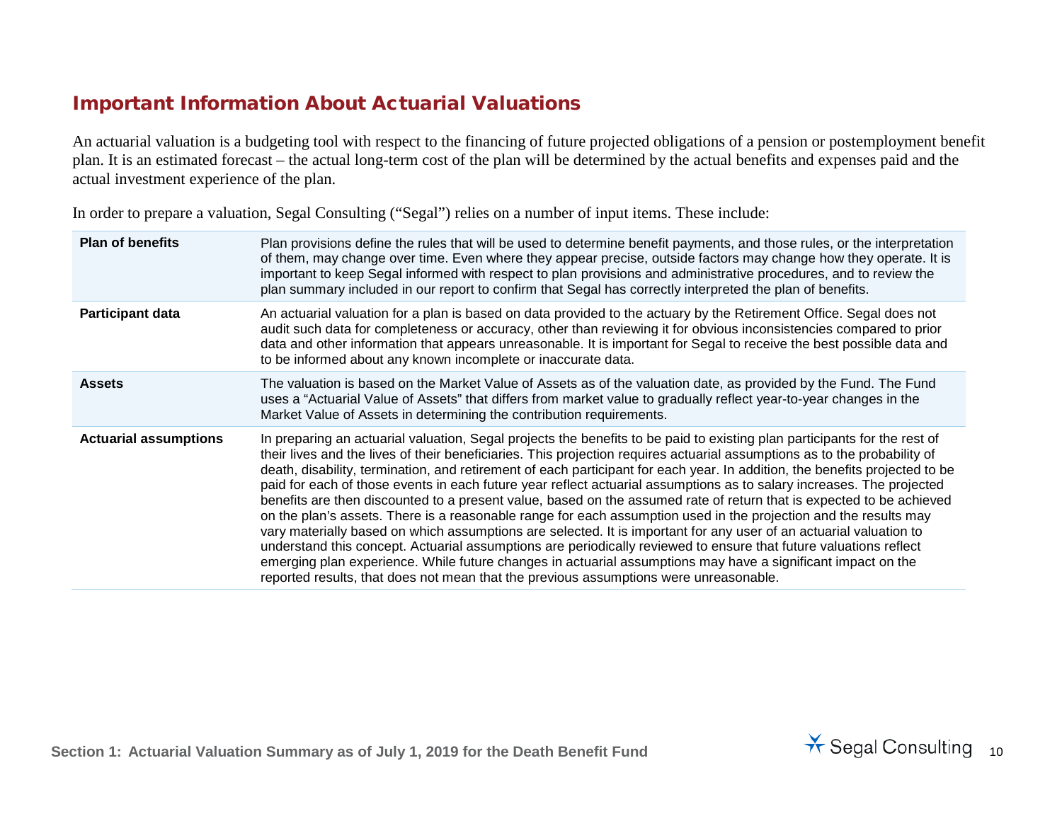## Important Information About Actuarial Valuations

An actuarial valuation is a budgeting tool with respect to the financing of future projected obligations of a pension or postemployment benefit plan. It is an estimated forecast – the actual long-term cost of the plan will be determined by the actual benefits and expenses paid and the actual investment experience of the plan.

In order to prepare a valuation, Segal Consulting ("Segal") relies on a number of input items. These include:

| | |
|---|---|
| **Plan of benefits** | Plan provisions define the rules that will be used to determine benefit payments, and those rules, or the interpretation of them, may change over time. Even where they appear precise, outside factors may change how they operate. It is important to keep Segal informed with respect to plan provisions and administrative procedures, and to review the plan summary included in our report to confirm that Segal has correctly interpreted the plan of benefits. |
| **Participant data** | An actuarial valuation for a plan is based on data provided to the actuary by the Retirement Office. Segal does not audit such data for completeness or accuracy, other than reviewing it for obvious inconsistencies compared to prior data and other information that appears unreasonable. It is important for Segal to receive the best possible data and to be informed about any known incomplete or inaccurate data. |
| **Assets** | The valuation is based on the Market Value of Assets as of the valuation date, as provided by the Fund. The Fund uses a "Actuarial Value of Assets" that differs from market value to gradually reflect year-to-year changes in the Market Value of Assets in determining the contribution requirements. |
| **Actuarial assumptions** | In preparing an actuarial valuation, Segal projects the benefits to be paid to existing plan participants for the rest of their lives and the lives of their beneficiaries. This projection requires actuarial assumptions as to the probability of death, disability, termination, and retirement of each participant for each year. In addition, the benefits projected to be paid for each of those events in each future year reflect actuarial assumptions as to salary increases. The projected benefits are then discounted to a present value, based on the assumed rate of return that is expected to be achieved on the plan's assets. There is a reasonable range for each assumption used in the projection and the results may vary materially based on which assumptions are selected. It is important for any user of an actuarial valuation to understand this concept. Actuarial assumptions are periodically reviewed to ensure that future valuations reflect emerging plan experience. While future changes in actuarial assumptions may have a significant impact on the reported results, that does not mean that the previous assumptions were unreasonable. |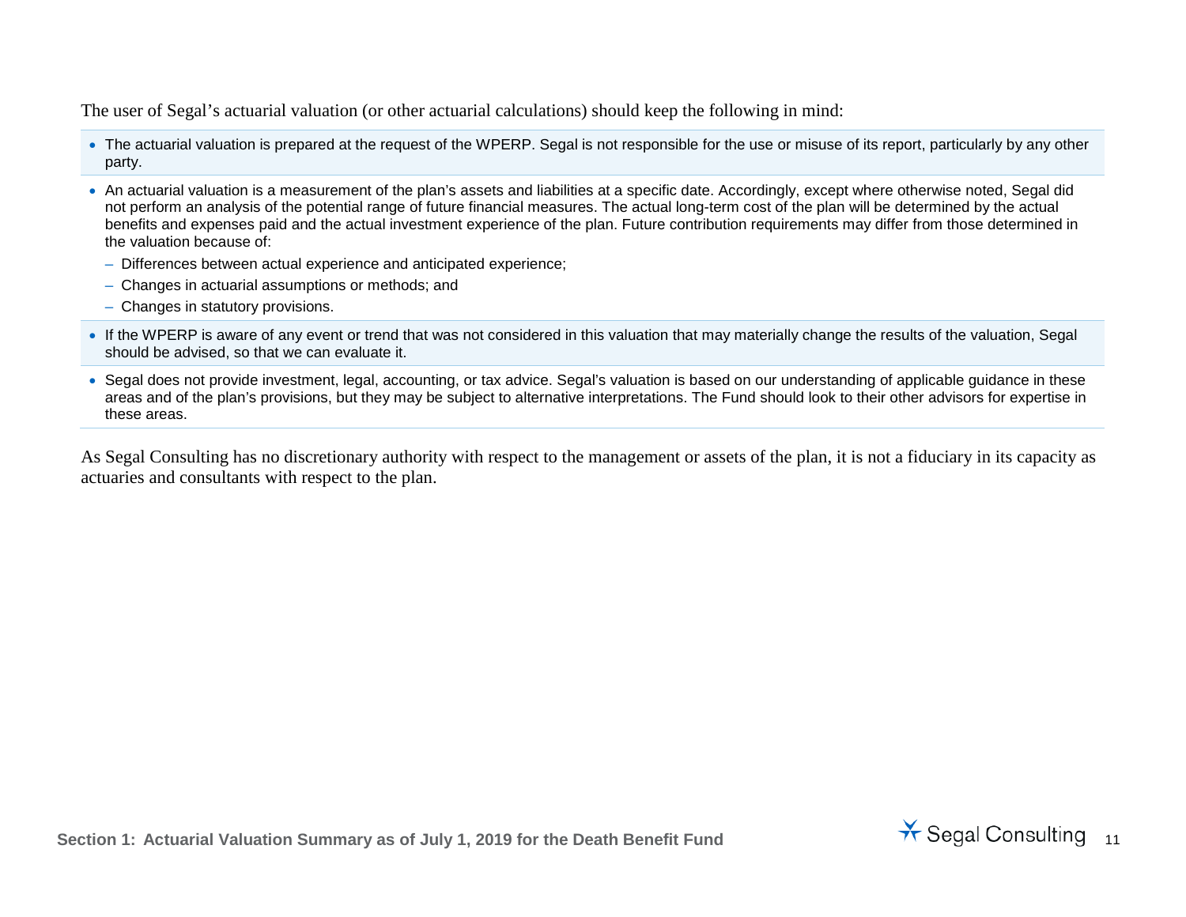The user of Segal's actuarial valuation (or other actuarial calculations) should keep the following in mind:

- The actuarial valuation is prepared at the request of the WPERP. Segal is not responsible for the use or misuse of its report, particularly by any other party.
- An actuarial valuation is a measurement of the plan's assets and liabilities at a specific date. Accordingly, except where otherwise noted, Segal did not perform an analysis of the potential range of future financial measures. The actual long-term cost of the plan will be determined by the actual benefits and expenses paid and the actual investment experience of the plan. Future contribution requirements may differ from those determined in the valuation because of:
  - Differences between actual experience and anticipated experience;
  - Changes in actuarial assumptions or methods; and
  - Changes in statutory provisions.
- If the WPERP is aware of any event or trend that was not considered in this valuation that may materially change the results of the valuation, Segal should be advised, so that we can evaluate it.
- Segal does not provide investment, legal, accounting, or tax advice. Segal's valuation is based on our understanding of applicable guidance in these areas and of the plan's provisions, but they may be subject to alternative interpretations. The Fund should look to their other advisors for expertise in these areas.

As Segal Consulting has no discretionary authority with respect to the management or assets of the plan, it is not a fiduciary in its capacity as actuaries and consultants with respect to the plan.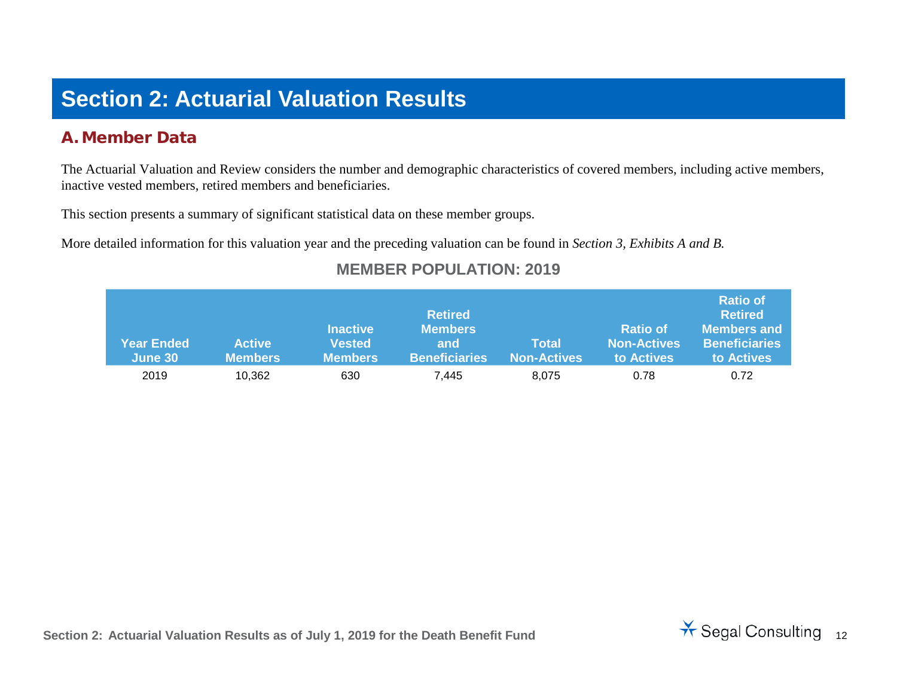# Section 2: Actuarial Valuation Results

## A. Member Data

The Actuarial Valuation and Review considers the number and demographic characteristics of covered members, including active members, inactive vested members, retired members and beneficiaries.

This section presents a summary of significant statistical data on these member groups.

More detailed information for this valuation year and the preceding valuation can be found in *Section 3, Exhibits A and B.*

### MEMBER POPULATION: 2019

| Year Ended June 30 | Active Members | Inactive Vested Members | Retired Members and Beneficiaries | Total Non-Actives | Ratio of Non-Actives to Actives | Ratio of Retired Members and Beneficiaries to Actives |
|---|---|---|---|---|---|---|
| 2019 | 10,362 | 630 | 7,445 | 8,075 | 0.78 | 0.72 |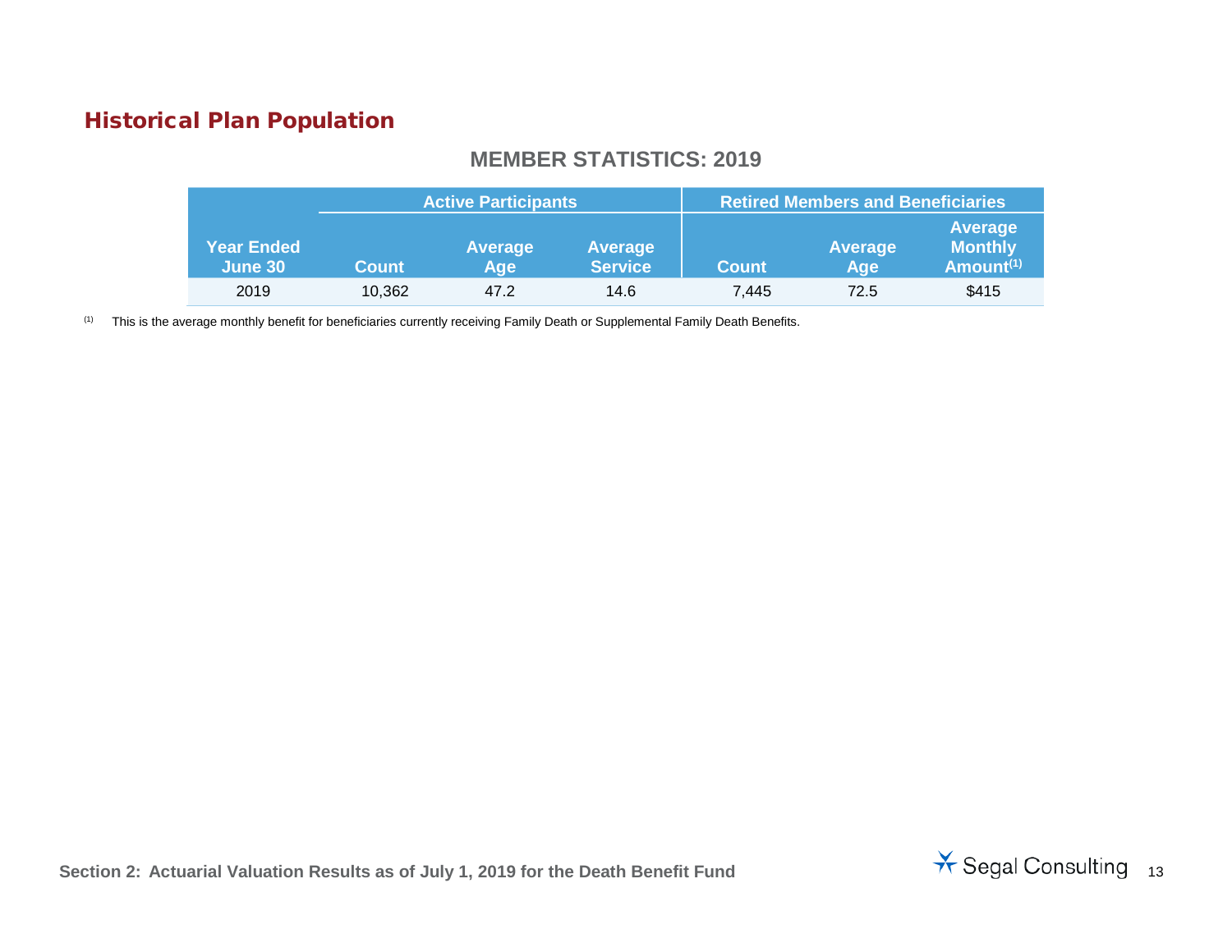## Historical Plan Population

### MEMBER STATISTICS: 2019

| Year Ended June 30 | Active Participants | | | Retired Members and Beneficiaries | | |
|---|---|---|---|---|---|---|
| | Count | Average Age | Average Service | Count | Average Age | Average Monthly Amount[1] |
| 2019 | 10,362 | 47.2 | 14.6 | 7,445 | 72.5 | $415 |

[1] This is the average monthly benefit for beneficiaries currently receiving Family Death or Supplemental Family Death Benefits.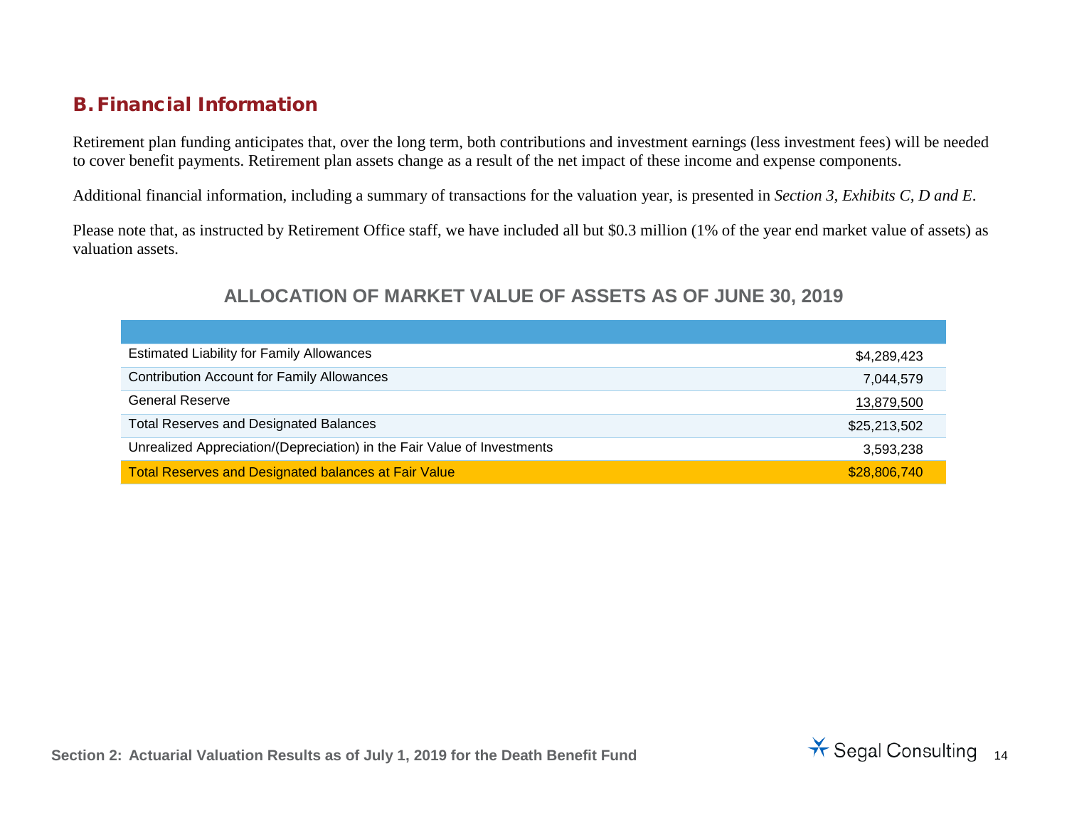## B. Financial Information

Retirement plan funding anticipates that, over the long term, both contributions and investment earnings (less investment fees) will be needed to cover benefit payments. Retirement plan assets change as a result of the net impact of these income and expense components.

Additional financial information, including a summary of transactions for the valuation year, is presented in *Section 3, Exhibits C, D and E*.

Please note that, as instructed by Retirement Office staff, we have included all but $0.3 million (1% of the year end market value of assets) as valuation assets.

### ALLOCATION OF MARKET VALUE OF ASSETS AS OF JUNE 30, 2019

| | |
|---|---:|
| Estimated Liability for Family Allowances | $4,289,423 |
| Contribution Account for Family Allowances | 7,044,579 |
| General Reserve | 13,879,500 |
| Total Reserves and Designated Balances | $25,213,502 |
| Unrealized Appreciation/(Depreciation) in the Fair Value of Investments | 3,593,238 |
| Total Reserves and Designated balances at Fair Value | $28,806,740 |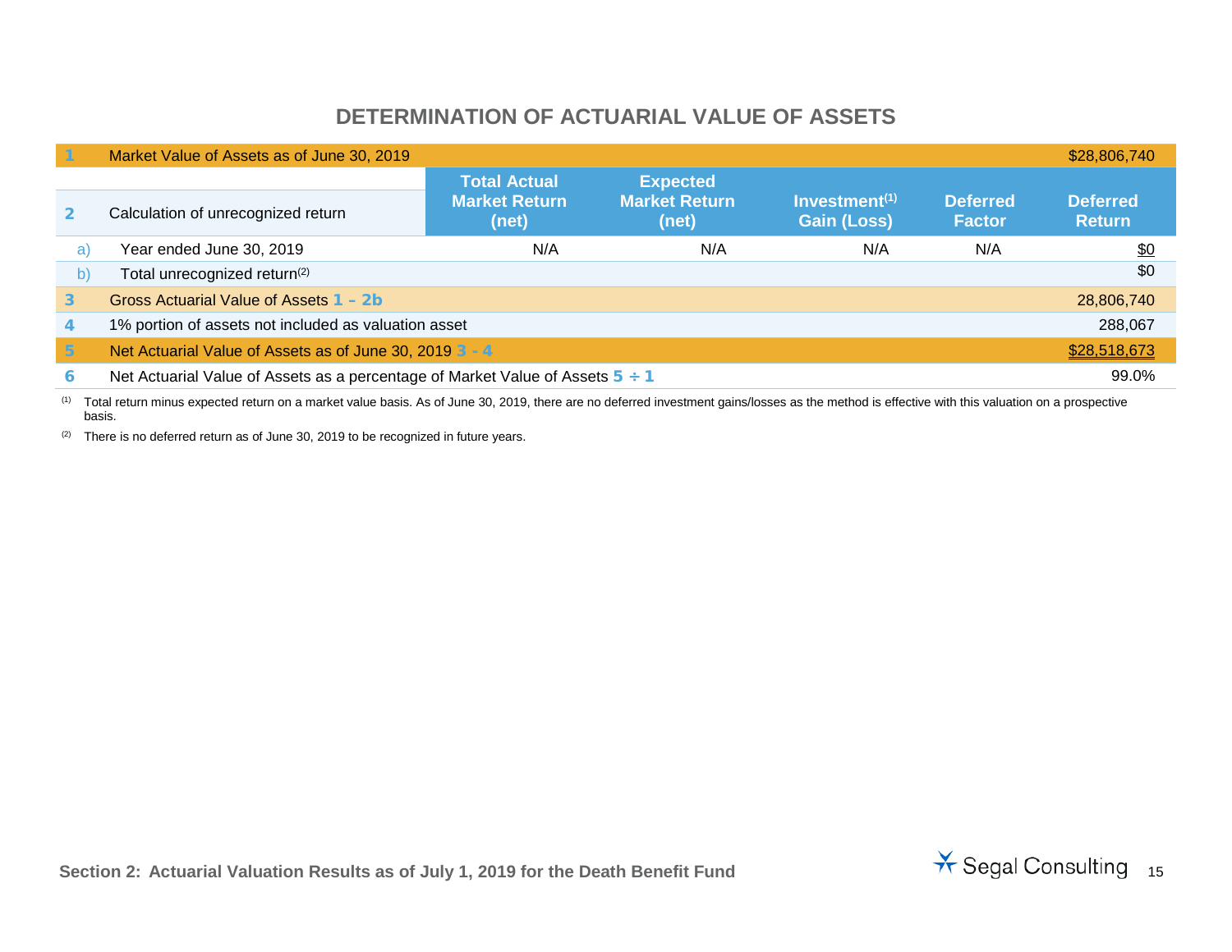## DETERMINATION OF ACTUARIAL VALUE OF ASSETS

| | | Total Actual Market Return (net) | Expected Market Return (net) | Investment[1] Gain (Loss) | Deferred Factor | Deferred Return |
|---|---|---|---|---|---|---|
| 1 | Market Value of Assets as of June 30, 2019 | | | | | $28,806,740 |
| 2 | Calculation of unrecognized return | | | | | |
| a) | Year ended June 30, 2019 | N/A | N/A | N/A | N/A | $0 |
| b) | Total unrecognized return[2] | | | | | $0 |
| 3 | Gross Actuarial Value of Assets 1 – 2b | | | | | 28,806,740 |
| 4 | 1% portion of assets not included as valuation asset | | | | | 288,067 |
| 5 | Net Actuarial Value of Assets as of June 30, 2019 3 - 4 | | | | | $28,518,673 |
| 6 | Net Actuarial Value of Assets as a percentage of Market Value of Assets 5 ÷ 1 | | | | | 99.0% |

[1] Total return minus expected return on a market value basis. As of June 30, 2019, there are no deferred investment gains/losses as the method is effective with this valuation on a prospective basis.

[2] There is no deferred return as of June 30, 2019 to be recognized in future years.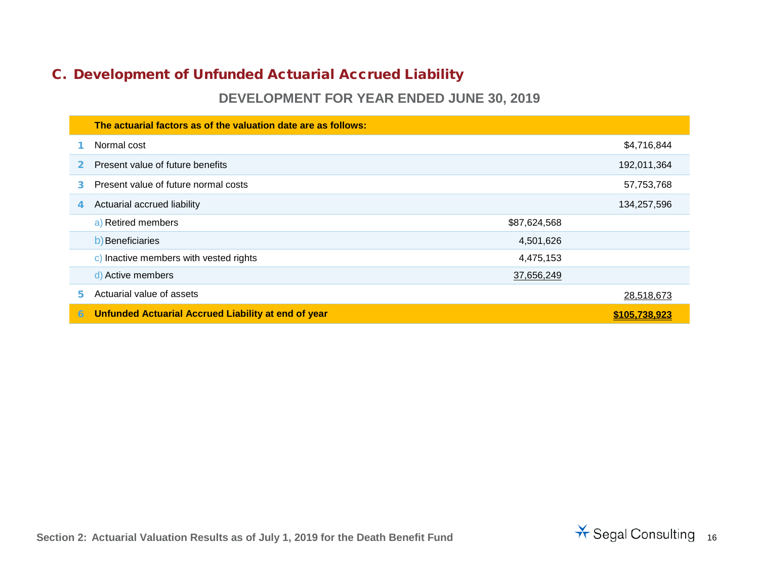## C. Development of Unfunded Actuarial Accrued Liability

### DEVELOPMENT FOR YEAR ENDED JUNE 30, 2019

| | The actuarial factors as of the valuation date are as follows: | | |
|---|---|---|---|
| 1 | Normal cost | | $4,716,844 |
| 2 | Present value of future benefits | | 192,011,364 |
| 3 | Present value of future normal costs | | 57,753,768 |
| 4 | Actuarial accrued liability | | 134,257,596 |
| | a) Retired members | $87,624,568 | |
| | b) Beneficiaries | 4,501,626 | |
| | c) Inactive members with vested rights | 4,475,153 | |
| | d) Active members | 37,656,249 | |
| 5 | Actuarial value of assets | | 28,518,673 |
| 6 | **Unfunded Actuarial Accrued Liability at end of year** | | **$105,738,923** |

Section 2: Actuarial Valuation Results as of July 1, 2019 for the Death Benefit Fund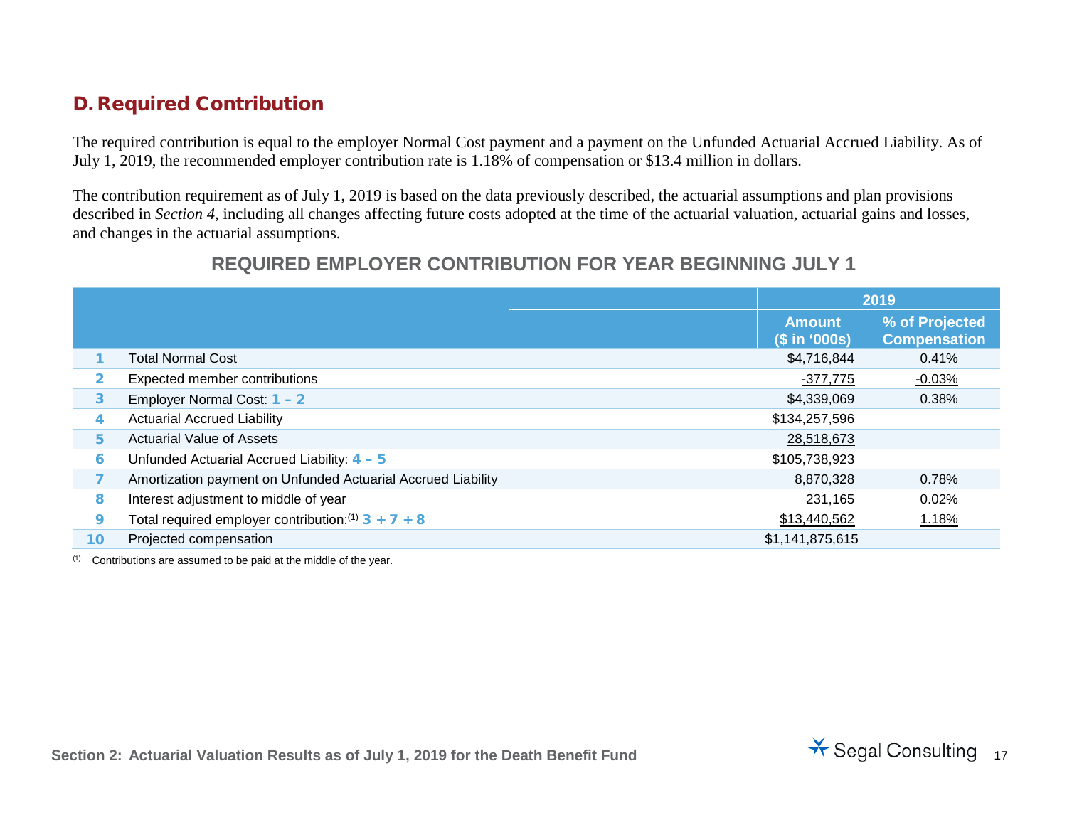## D. Required Contribution

The required contribution is equal to the employer Normal Cost payment and a payment on the Unfunded Actuarial Accrued Liability. As of July 1, 2019, the recommended employer contribution rate is 1.18% of compensation or $13.4 million in dollars.

The contribution requirement as of July 1, 2019 is based on the data previously described, the actuarial assumptions and plan provisions described in *Section 4*, including all changes affecting future costs adopted at the time of the actuarial valuation, actuarial gains and losses, and changes in the actuarial assumptions.

### REQUIRED EMPLOYER CONTRIBUTION FOR YEAR BEGINNING JULY 1

| | | 2019 | |
|---|---|---|---|
| | | Amount ($ in '000s) | % of Projected Compensation |
| 1 | Total Normal Cost | $4,716,844 | 0.41% |
| 2 | Expected member contributions | -377,775 | -0.03% |
| 3 | Employer Normal Cost: 1 – 2 | $4,339,069 | 0.38% |
| 4 | Actuarial Accrued Liability | $134,257,596 | |
| 5 | Actuarial Value of Assets | 28,518,673 | |
| 6 | Unfunded Actuarial Accrued Liability: 4 – 5 | $105,738,923 | |
| 7 | Amortization payment on Unfunded Actuarial Accrued Liability | 8,870,328 | 0.78% |
| 8 | Interest adjustment to middle of year | 231,165 | 0.02% |
| 9 | Total required employer contribution:(1) 3 + 7 + 8 | $13,440,562 | 1.18% |
| 10 | Projected compensation | $1,141,875,615 | |

(1) Contributions are assumed to be paid at the middle of the year.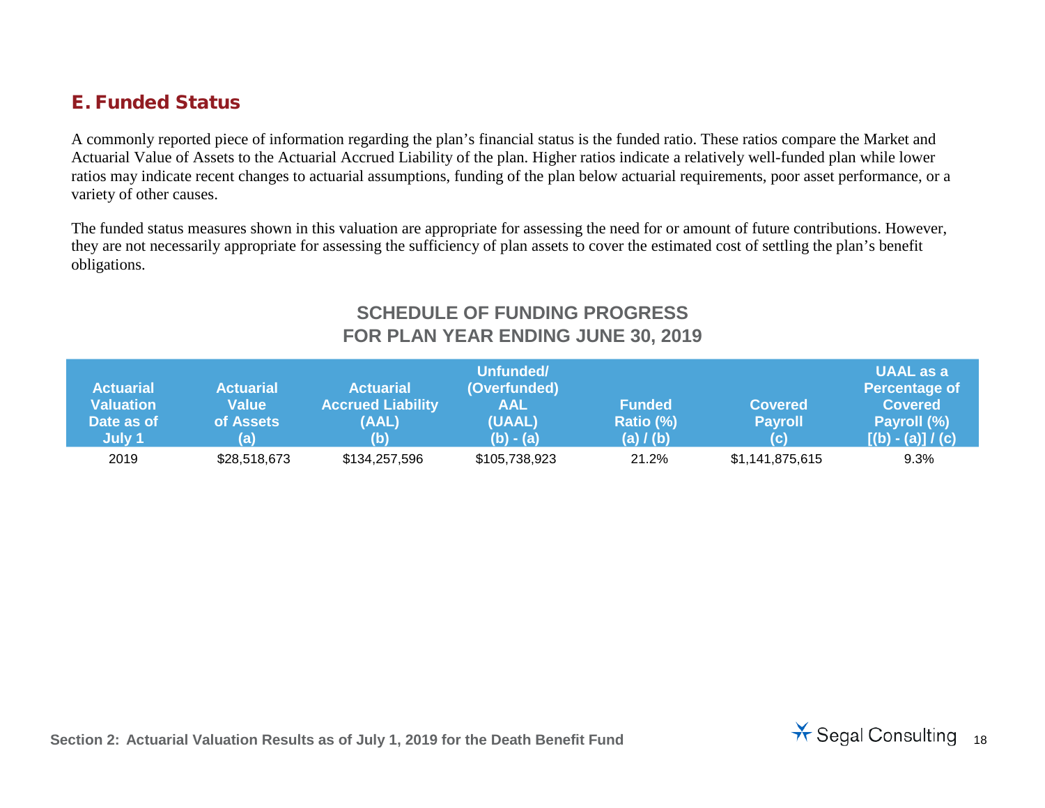## E. Funded Status

A commonly reported piece of information regarding the plan's financial status is the funded ratio. These ratios compare the Market and Actuarial Value of Assets to the Actuarial Accrued Liability of the plan. Higher ratios indicate a relatively well-funded plan while lower ratios may indicate recent changes to actuarial assumptions, funding of the plan below actuarial requirements, poor asset performance, or a variety of other causes.

The funded status measures shown in this valuation are appropriate for assessing the need for or amount of future contributions. However, they are not necessarily appropriate for assessing the sufficiency of plan assets to cover the estimated cost of settling the plan's benefit obligations.

### SCHEDULE OF FUNDING PROGRESS FOR PLAN YEAR ENDING JUNE 30, 2019

| Actuarial Valuation Date as of July 1 | Actuarial Value of Assets (a) | Actuarial Accrued Liability (AAL) (b) | Unfunded/ (Overfunded) AAL (UAAL) (b) - (a) | Funded Ratio (%) (a) / (b) | Covered Payroll (c) | UAAL as a Percentage of Covered Payroll (%) [(b) - (a)] / (c) |
|---|---|---|---|---|---|---|
| 2019 | $28,518,673 | $134,257,596 | $105,738,923 | 21.2% | $1,141,875,615 | 9.3% |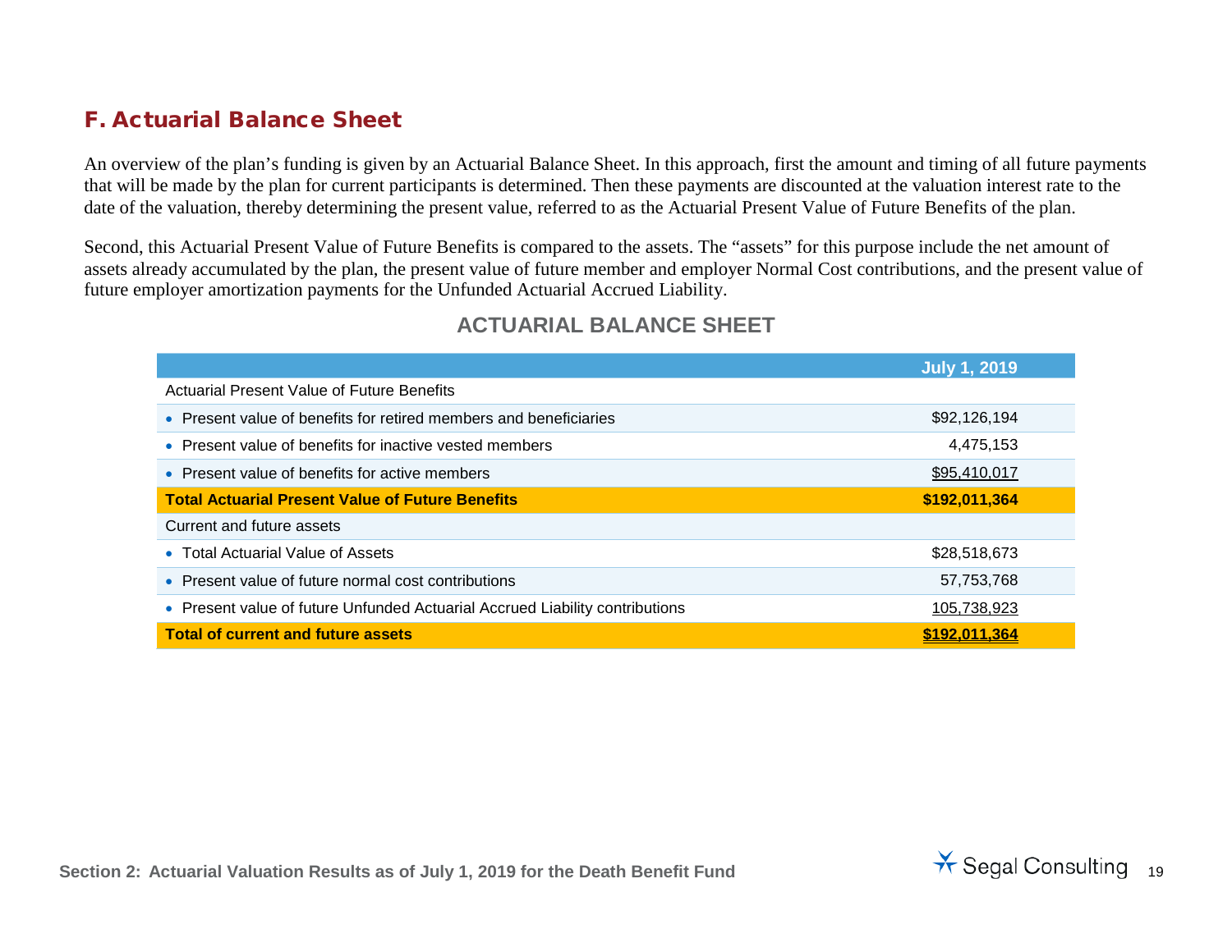## F. Actuarial Balance Sheet

An overview of the plan's funding is given by an Actuarial Balance Sheet. In this approach, first the amount and timing of all future payments that will be made by the plan for current participants is determined. Then these payments are discounted at the valuation interest rate to the date of the valuation, thereby determining the present value, referred to as the Actuarial Present Value of Future Benefits of the plan.

Second, this Actuarial Present Value of Future Benefits is compared to the assets. The "assets" for this purpose include the net amount of assets already accumulated by the plan, the present value of future member and employer Normal Cost contributions, and the present value of future employer amortization payments for the Unfunded Actuarial Accrued Liability.

### ACTUARIAL BALANCE SHEET

| | July 1, 2019 |
|---|---|
| Actuarial Present Value of Future Benefits | |
| • Present value of benefits for retired members and beneficiaries | $92,126,194 |
| • Present value of benefits for inactive vested members | 4,475,153 |
| • Present value of benefits for active members | $95,410,017 |
| **Total Actuarial Present Value of Future Benefits** | **$192,011,364** |
| Current and future assets | |
| • Total Actuarial Value of Assets | $28,518,673 |
| • Present value of future normal cost contributions | 57,753,768 |
| • Present value of future Unfunded Actuarial Accrued Liability contributions | 105,738,923 |
| **Total of current and future assets** | **$192,011,364** |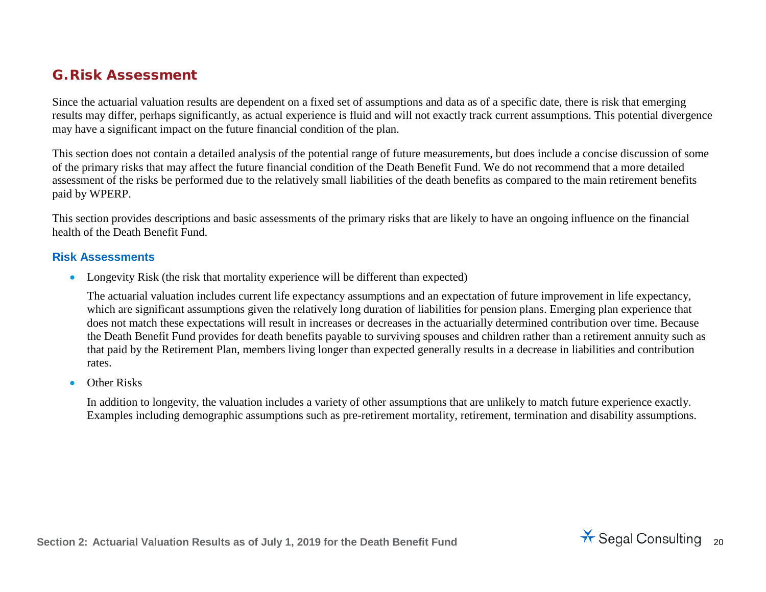## G. Risk Assessment

Since the actuarial valuation results are dependent on a fixed set of assumptions and data as of a specific date, there is risk that emerging results may differ, perhaps significantly, as actual experience is fluid and will not exactly track current assumptions. This potential divergence may have a significant impact on the future financial condition of the plan.

This section does not contain a detailed analysis of the potential range of future measurements, but does include a concise discussion of some of the primary risks that may affect the future financial condition of the Death Benefit Fund. We do not recommend that a more detailed assessment of the risks be performed due to the relatively small liabilities of the death benefits as compared to the main retirement benefits paid by WPERP.

This section provides descriptions and basic assessments of the primary risks that are likely to have an ongoing influence on the financial health of the Death Benefit Fund.

### Risk Assessments

- Longevity Risk (the risk that mortality experience will be different than expected)

  The actuarial valuation includes current life expectancy assumptions and an expectation of future improvement in life expectancy, which are significant assumptions given the relatively long duration of liabilities for pension plans. Emerging plan experience that does not match these expectations will result in increases or decreases in the actuarially determined contribution over time. Because the Death Benefit Fund provides for death benefits payable to surviving spouses and children rather than a retirement annuity such as that paid by the Retirement Plan, members living longer than expected generally results in a decrease in liabilities and contribution rates.

- Other Risks

  In addition to longevity, the valuation includes a variety of other assumptions that are unlikely to match future experience exactly. Examples including demographic assumptions such as pre-retirement mortality, retirement, termination and disability assumptions.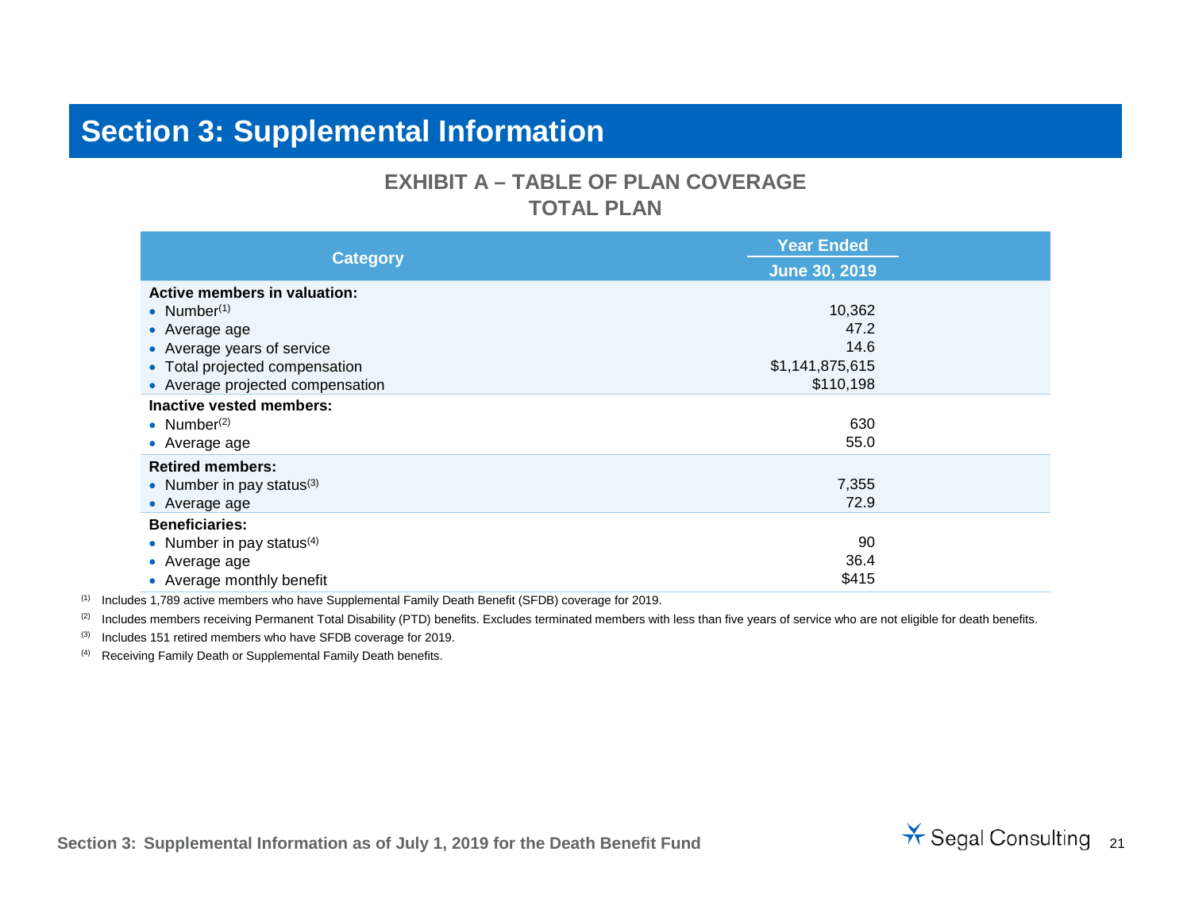# Section 3: Supplemental Information

## EXHIBIT A – TABLE OF PLAN COVERAGE
## TOTAL PLAN

| Category | Year Ended June 30, 2019 |
|---|---|
| **Active members in valuation:** | |
| • Number[1] | 10,362 |
| • Average age | 47.2 |
| • Average years of service | 14.6 |
| • Total projected compensation | $1,141,875,615 |
| • Average projected compensation | $110,198 |
| **Inactive vested members:** | |
| • Number[2] | 630 |
| • Average age | 55.0 |
| **Retired members:** | |
| • Number in pay status[3] | 7,355 |
| • Average age | 72.9 |
| **Beneficiaries:** | |
| • Number in pay status[4] | 90 |
| • Average age | 36.4 |
| • Average monthly benefit | $415 |

[1] Includes 1,789 active members who have Supplemental Family Death Benefit (SFDB) coverage for 2019.

[2] Includes members receiving Permanent Total Disability (PTD) benefits. Excludes terminated members with less than five years of service who are not eligible for death benefits.

[3] Includes 151 retired members who have SFDB coverage for 2019.

[4] Receiving Family Death or Supplemental Family Death benefits.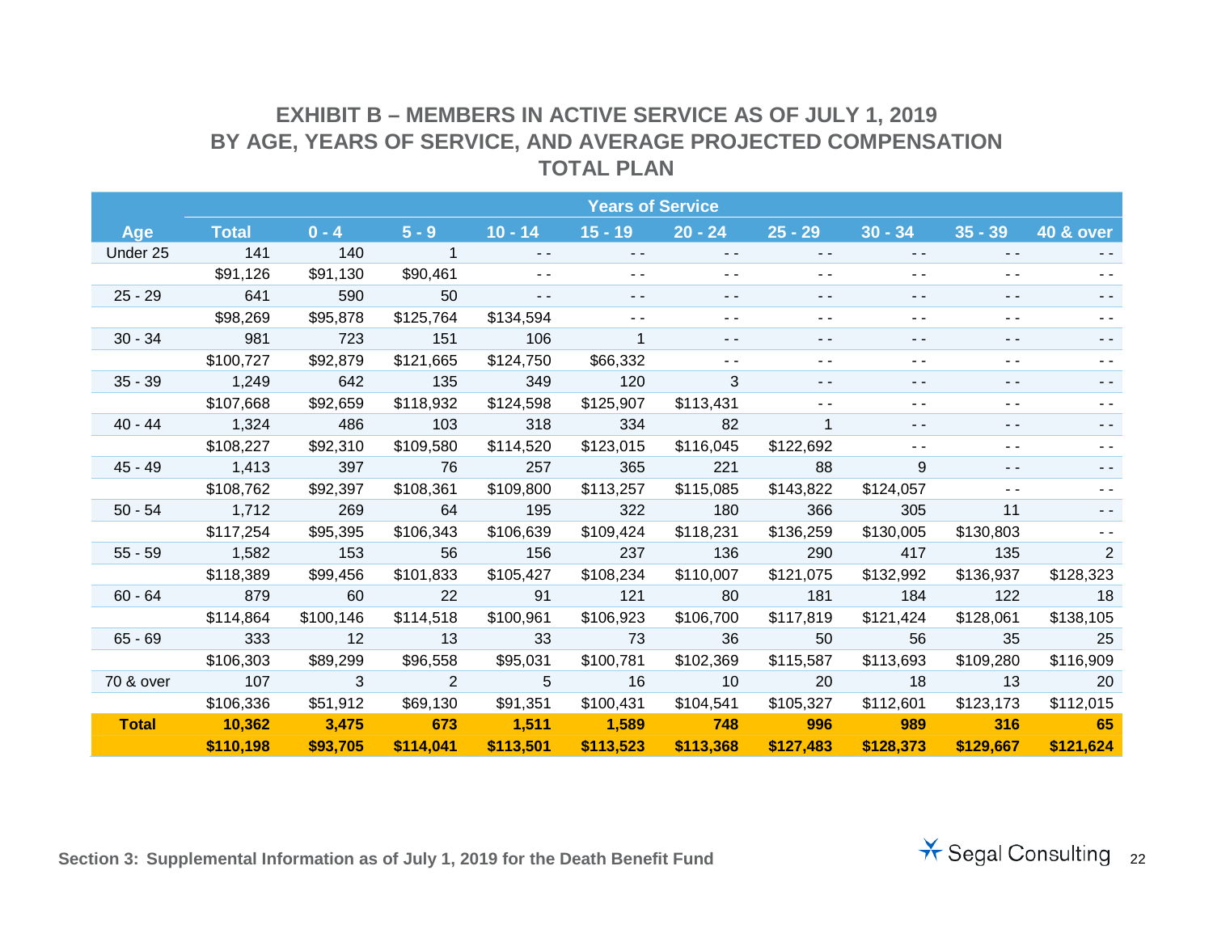## EXHIBIT B – MEMBERS IN ACTIVE SERVICE AS OF JULY 1, 2019
## BY AGE, YEARS OF SERVICE, AND AVERAGE PROJECTED COMPENSATION
## TOTAL PLAN

| | | Years of Service | | | | | | | | |
|---|---|---|---|---|---|---|---|---|---|---|
| Age | Total | 0 - 4 | 5 - 9 | 10 - 14 | 15 - 19 | 20 - 24 | 25 - 29 | 30 - 34 | 35 - 39 | 40 & over |
| Under 25 | 141 | 140 | 1 | - - | - - | - - | - - | - - | - - | - - |
| | $91,126 | $91,130 | $90,461 | - - | - - | - - | - - | - - | - - | - - |
| 25 - 29 | 641 | 590 | 50 | - - | - - | - - | - - | - - | - - | - - |
| | $98,269 | $95,878 | $125,764 | $134,594 | - - | - - | - - | - - | - - | - - |
| 30 - 34 | 981 | 723 | 151 | 106 | 1 | - - | - - | - - | - - | - - |
| | $100,727 | $92,879 | $121,665 | $124,750 | $66,332 | - - | - - | - - | - - | - - |
| 35 - 39 | 1,249 | 642 | 135 | 349 | 120 | 3 | - - | - - | - - | - - |
| | $107,668 | $92,659 | $118,932 | $124,598 | $125,907 | $113,431 | - - | - - | - - | - - |
| 40 - 44 | 1,324 | 486 | 103 | 318 | 334 | 82 | 1 | - - | - - | - - |
| | $108,227 | $92,310 | $109,580 | $114,520 | $123,015 | $116,045 | $122,692 | - - | - - | - - |
| 45 - 49 | 1,413 | 397 | 76 | 257 | 365 | 221 | 88 | 9 | - - | - - |
| | $108,762 | $92,397 | $108,361 | $109,800 | $113,257 | $115,085 | $143,822 | $124,057 | - - | - - |
| 50 - 54 | 1,712 | 269 | 64 | 195 | 322 | 180 | 366 | 305 | 11 | - - |
| | $117,254 | $95,395 | $106,343 | $106,639 | $109,424 | $118,231 | $136,259 | $130,005 | $130,803 | - - |
| 55 - 59 | 1,582 | 153 | 56 | 156 | 237 | 136 | 290 | 417 | 135 | 2 |
| | $118,389 | $99,456 | $101,833 | $105,427 | $108,234 | $110,007 | $121,075 | $132,992 | $136,937 | $128,323 |
| 60 - 64 | 879 | 60 | 22 | 91 | 121 | 80 | 181 | 184 | 122 | 18 |
| | $114,864 | $100,146 | $114,518 | $100,961 | $106,923 | $106,700 | $117,819 | $121,424 | $128,061 | $138,105 |
| 65 - 69 | 333 | 12 | 13 | 33 | 73 | 36 | 50 | 56 | 35 | 25 |
| | $106,303 | $89,299 | $96,558 | $95,031 | $100,781 | $102,369 | $115,587 | $113,693 | $109,280 | $116,909 |
| 70 & over | 107 | 3 | 2 | 5 | 16 | 10 | 20 | 18 | 13 | 20 |
| | $106,336 | $51,912 | $69,130 | $91,351 | $100,431 | $104,541 | $105,327 | $112,601 | $123,173 | $112,015 |
| **Total** | **10,362** | **3,475** | **673** | **1,511** | **1,589** | **748** | **996** | **989** | **316** | **65** |
| | **$110,198** | **$93,705** | **$114,041** | **$113,501** | **$113,523** | **$113,368** | **$127,483** | **$128,373** | **$129,667** | **$121,624** |

Section 3: Supplemental Information as of July 1, 2019 for the Death Benefit Fund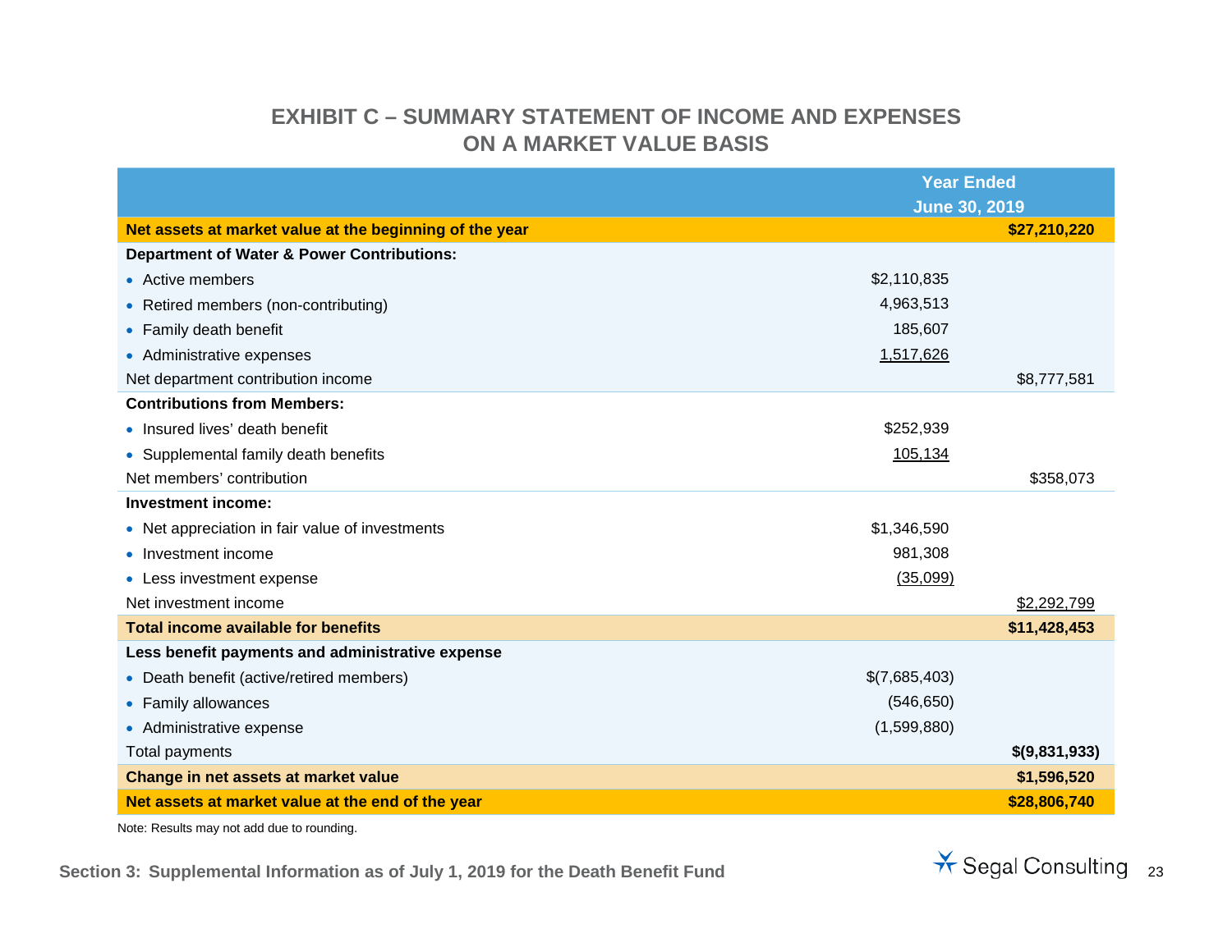# EXHIBIT C – SUMMARY STATEMENT OF INCOME AND EXPENSES ON A MARKET VALUE BASIS

| | Year Ended June 30, 2019 | |
|---|---|---|
| **Net assets at market value at the beginning of the year** | | **$27,210,220** |
| **Department of Water & Power Contributions:** | | |
| • Active members | $2,110,835 | |
| • Retired members (non-contributing) | 4,963,513 | |
| • Family death benefit | 185,607 | |
| • Administrative expenses | 1,517,626 | |
| Net department contribution income | | $8,777,581 |
| **Contributions from Members:** | | |
| • Insured lives' death benefit | $252,939 | |
| • Supplemental family death benefits | 105,134 | |
| Net members' contribution | | $358,073 |
| **Investment income:** | | |
| • Net appreciation in fair value of investments | $1,346,590 | |
| • Investment income | 981,308 | |
| • Less investment expense | (35,099) | |
| Net investment income | | $2,292,799 |
| **Total income available for benefits** | | **$11,428,453** |
| **Less benefit payments and administrative expense** | | |
| • Death benefit (active/retired members) | $(7,685,403) | |
| • Family allowances | (546,650) | |
| • Administrative expense | (1,599,880) | |
| Total payments | | **$(9,831,933)** |
| **Change in net assets at market value** | | **$1,596,520** |
| **Net assets at market value at the end of the year** | | **$28,806,740** |

Note: Results may not add due to rounding.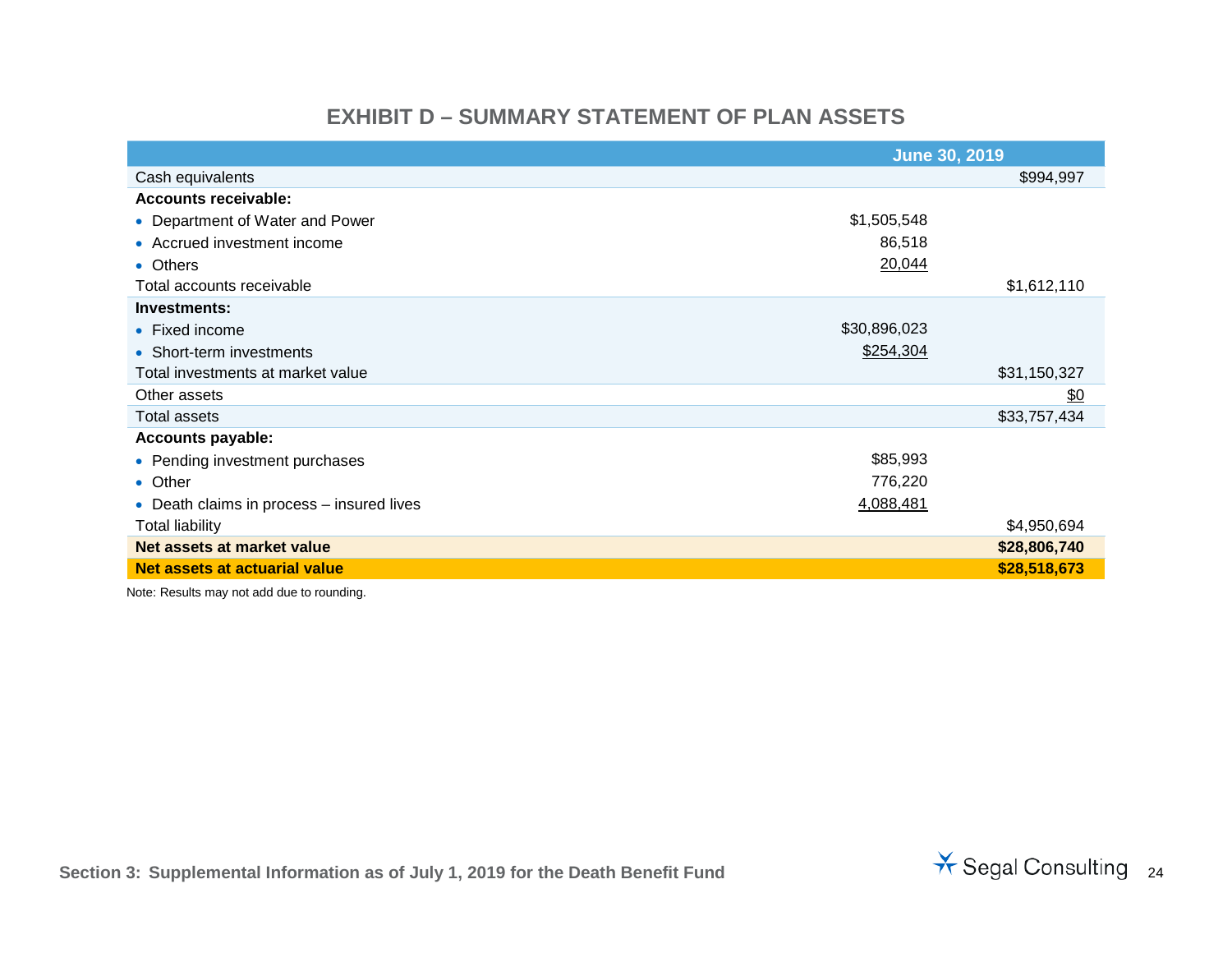## EXHIBIT D – SUMMARY STATEMENT OF PLAN ASSETS

| | | June 30, 2019 |
|---|---|---|
| Cash equivalents | | $994,997 |
| **Accounts receivable:** | | |
| • Department of Water and Power | $1,505,548 | |
| • Accrued investment income | 86,518 | |
| • Others | 20,044 | |
| Total accounts receivable | | $1,612,110 |
| **Investments:** | | |
| • Fixed income | $30,896,023 | |
| • Short-term investments | $254,304 | |
| Total investments at market value | | $31,150,327 |
| Other assets | | $0 |
| Total assets | | $33,757,434 |
| **Accounts payable:** | | |
| • Pending investment purchases | $85,993 | |
| • Other | 776,220 | |
| • Death claims in process – insured lives | 4,088,481 | |
| Total liability | | $4,950,694 |
| **Net assets at market value** | | **$28,806,740** |
| **Net assets at actuarial value** | | **$28,518,673** |

Note: Results may not add due to rounding.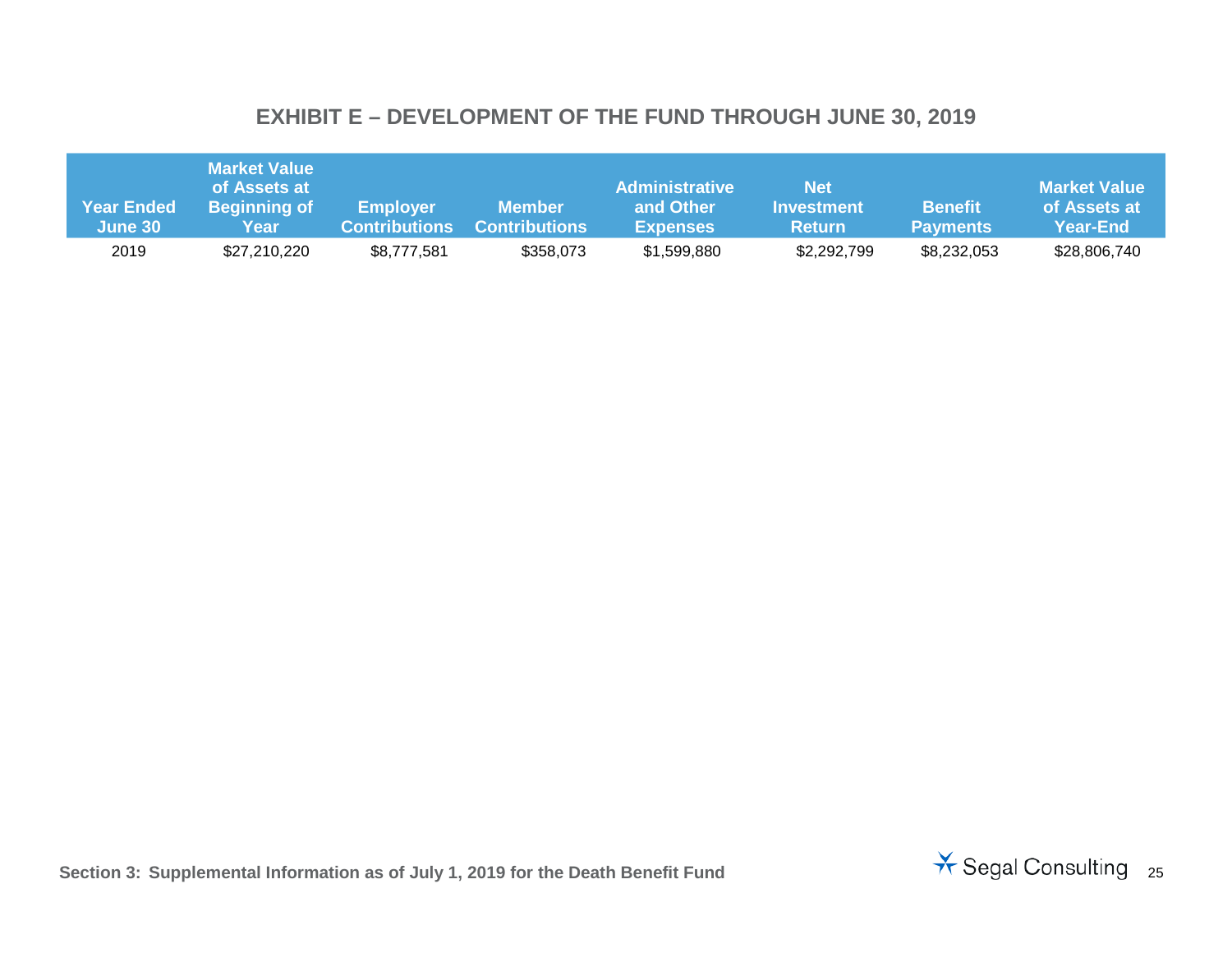## EXHIBIT E – DEVELOPMENT OF THE FUND THROUGH JUNE 30, 2019

| Year Ended June 30 | Market Value of Assets at Beginning of Year | Employer Contributions | Member Contributions | Administrative and Other Expenses | Net Investment Return | Benefit Payments | Market Value of Assets at Year-End |
|---|---|---|---|---|---|---|---|
| 2019 | $27,210,220 | $8,777,581 | $358,073 | $1,599,880 | $2,292,799 | $8,232,053 | $28,806,740 |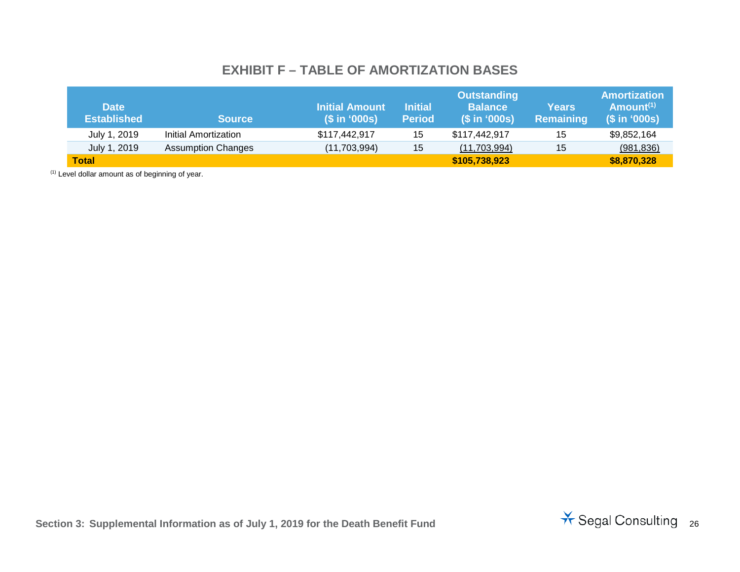## EXHIBIT F – TABLE OF AMORTIZATION BASES

| Date Established | Source | Initial Amount ($ in '000s) | Initial Period | Outstanding Balance ($ in '000s) | Years Remaining | Amortization Amount[1] ($ in '000s) |
|---|---|---|---|---|---|---|
| July 1, 2019 | Initial Amortization | $117,442,917 | 15 | $117,442,917 | 15 | $9,852,164 |
| July 1, 2019 | Assumption Changes | (11,703,994) | 15 | (11,703,994) | 15 | (981,836) |
| **Total** | | | | **$105,738,923** | | **$8,870,328** |

[1] Level dollar amount as of beginning of year.

Section 3: Supplemental Information as of July 1, 2019 for the Death Benefit Fund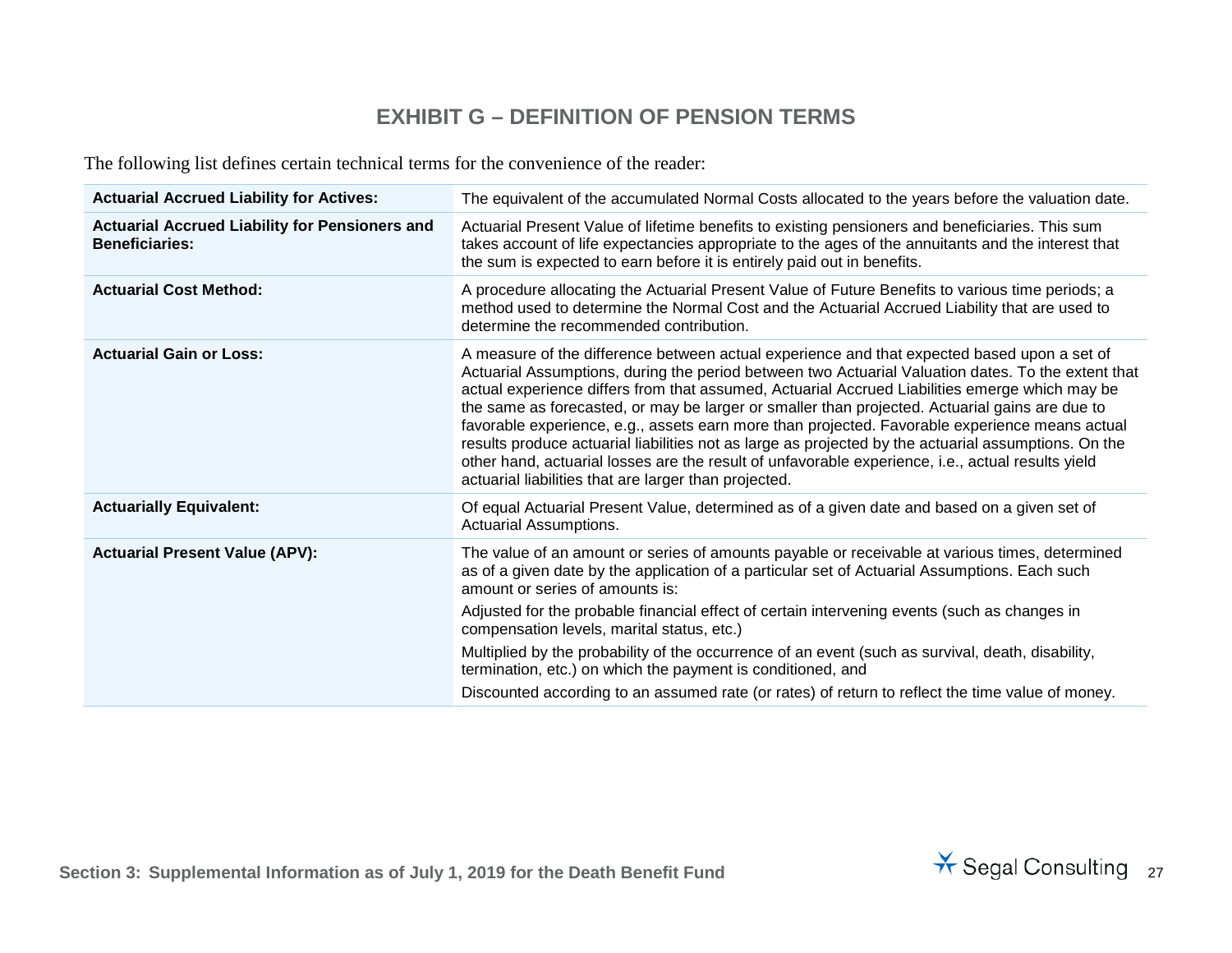# EXHIBIT G – DEFINITION OF PENSION TERMS

The following list defines certain technical terms for the convenience of the reader:

| Term | Definition |
|---|---|
| **Actuarial Accrued Liability for Actives:** | The equivalent of the accumulated Normal Costs allocated to the years before the valuation date. |
| **Actuarial Accrued Liability for Pensioners and Beneficiaries:** | Actuarial Present Value of lifetime benefits to existing pensioners and beneficiaries. This sum takes account of life expectancies appropriate to the ages of the annuitants and the interest that the sum is expected to earn before it is entirely paid out in benefits. |
| **Actuarial Cost Method:** | A procedure allocating the Actuarial Present Value of Future Benefits to various time periods; a method used to determine the Normal Cost and the Actuarial Accrued Liability that are used to determine the recommended contribution. |
| **Actuarial Gain or Loss:** | A measure of the difference between actual experience and that expected based upon a set of Actuarial Assumptions, during the period between two Actuarial Valuation dates. To the extent that actual experience differs from that assumed, Actuarial Accrued Liabilities emerge which may be the same as forecasted, or may be larger or smaller than projected. Actuarial gains are due to favorable experience, e.g., assets earn more than projected. Favorable experience means actual results produce actuarial liabilities not as large as projected by the actuarial assumptions. On the other hand, actuarial losses are the result of unfavorable experience, i.e., actual results yield actuarial liabilities that are larger than projected. |
| **Actuarially Equivalent:** | Of equal Actuarial Present Value, determined as of a given date and based on a given set of Actuarial Assumptions. |
| **Actuarial Present Value (APV):** | The value of an amount or series of amounts payable or receivable at various times, determined as of a given date by the application of a particular set of Actuarial Assumptions. Each such amount or series of amounts is:<br><br>Adjusted for the probable financial effect of certain intervening events (such as changes in compensation levels, marital status, etc.)<br><br>Multiplied by the probability of the occurrence of an event (such as survival, death, disability, termination, etc.) on which the payment is conditioned, and<br><br>Discounted according to an assumed rate (or rates) of return to reflect the time value of money. |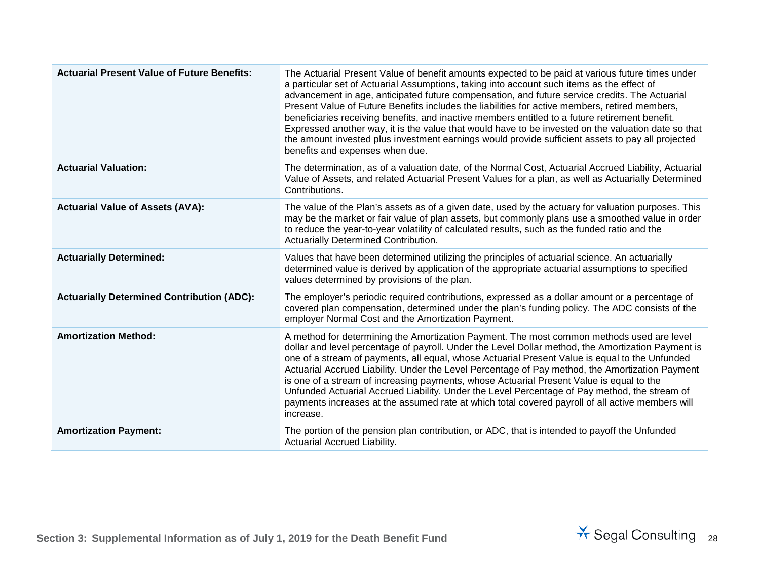| | |
|---|---|
| **Actuarial Present Value of Future Benefits:** | The Actuarial Present Value of benefit amounts expected to be paid at various future times under a particular set of Actuarial Assumptions, taking into account such items as the effect of advancement in age, anticipated future compensation, and future service credits. The Actuarial Present Value of Future Benefits includes the liabilities for active members, retired members, beneficiaries receiving benefits, and inactive members entitled to a future retirement benefit. Expressed another way, it is the value that would have to be invested on the valuation date so that the amount invested plus investment earnings would provide sufficient assets to pay all projected benefits and expenses when due. |
| **Actuarial Valuation:** | The determination, as of a valuation date, of the Normal Cost, Actuarial Accrued Liability, Actuarial Value of Assets, and related Actuarial Present Values for a plan, as well as Actuarially Determined Contributions. |
| **Actuarial Value of Assets (AVA):** | The value of the Plan's assets as of a given date, used by the actuary for valuation purposes. This may be the market or fair value of plan assets, but commonly plans use a smoothed value in order to reduce the year-to-year volatility of calculated results, such as the funded ratio and the Actuarially Determined Contribution. |
| **Actuarially Determined:** | Values that have been determined utilizing the principles of actuarial science. An actuarially determined value is derived by application of the appropriate actuarial assumptions to specified values determined by provisions of the plan. |
| **Actuarially Determined Contribution (ADC):** | The employer's periodic required contributions, expressed as a dollar amount or a percentage of covered plan compensation, determined under the plan's funding policy. The ADC consists of the employer Normal Cost and the Amortization Payment. |
| **Amortization Method:** | A method for determining the Amortization Payment. The most common methods used are level dollar and level percentage of payroll. Under the Level Dollar method, the Amortization Payment is one of a stream of payments, all equal, whose Actuarial Present Value is equal to the Unfunded Actuarial Accrued Liability. Under the Level Percentage of Pay method, the Amortization Payment is one of a stream of increasing payments, whose Actuarial Present Value is equal to the Unfunded Actuarial Accrued Liability. Under the Level Percentage of Pay method, the stream of payments increases at the assumed rate at which total covered payroll of all active members will increase. |
| **Amortization Payment:** | The portion of the pension plan contribution, or ADC, that is intended to payoff the Unfunded Actuarial Accrued Liability. |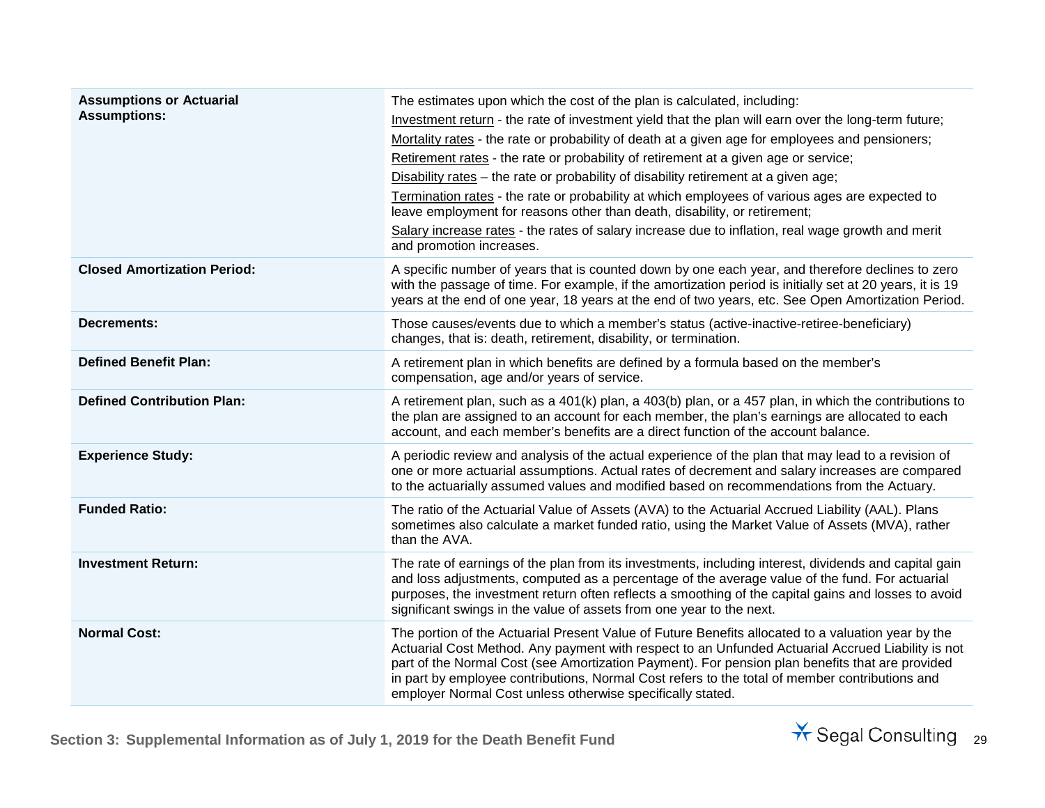| | |
|---|---|
| **Assumptions or Actuarial Assumptions:** | The estimates upon which the cost of the plan is calculated, including:<br>Investment return - the rate of investment yield that the plan will earn over the long-term future;<br>Mortality rates - the rate or probability of death at a given age for employees and pensioners;<br>Retirement rates - the rate or probability of retirement at a given age or service;<br>Disability rates – the rate or probability of disability retirement at a given age;<br>Termination rates - the rate or probability at which employees of various ages are expected to leave employment for reasons other than death, disability, or retirement;<br>Salary increase rates - the rates of salary increase due to inflation, real wage growth and merit and promotion increases. |
| **Closed Amortization Period:** | A specific number of years that is counted down by one each year, and therefore declines to zero with the passage of time. For example, if the amortization period is initially set at 20 years, it is 19 years at the end of one year, 18 years at the end of two years, etc. See Open Amortization Period. |
| **Decrements:** | Those causes/events due to which a member's status (active-inactive-retiree-beneficiary) changes, that is: death, retirement, disability, or termination. |
| **Defined Benefit Plan:** | A retirement plan in which benefits are defined by a formula based on the member's compensation, age and/or years of service. |
| **Defined Contribution Plan:** | A retirement plan, such as a 401(k) plan, a 403(b) plan, or a 457 plan, in which the contributions to the plan are assigned to an account for each member, the plan's earnings are allocated to each account, and each member's benefits are a direct function of the account balance. |
| **Experience Study:** | A periodic review and analysis of the actual experience of the plan that may lead to a revision of one or more actuarial assumptions. Actual rates of decrement and salary increases are compared to the actuarially assumed values and modified based on recommendations from the Actuary. |
| **Funded Ratio:** | The ratio of the Actuarial Value of Assets (AVA) to the Actuarial Accrued Liability (AAL). Plans sometimes also calculate a market funded ratio, using the Market Value of Assets (MVA), rather than the AVA. |
| **Investment Return:** | The rate of earnings of the plan from its investments, including interest, dividends and capital gain and loss adjustments, computed as a percentage of the average value of the fund. For actuarial purposes, the investment return often reflects a smoothing of the capital gains and losses to avoid significant swings in the value of assets from one year to the next. |
| **Normal Cost:** | The portion of the Actuarial Present Value of Future Benefits allocated to a valuation year by the Actuarial Cost Method. Any payment with respect to an Unfunded Actuarial Accrued Liability is not part of the Normal Cost (see Amortization Payment). For pension plan benefits that are provided in part by employee contributions, Normal Cost refers to the total of member contributions and employer Normal Cost unless otherwise specifically stated. |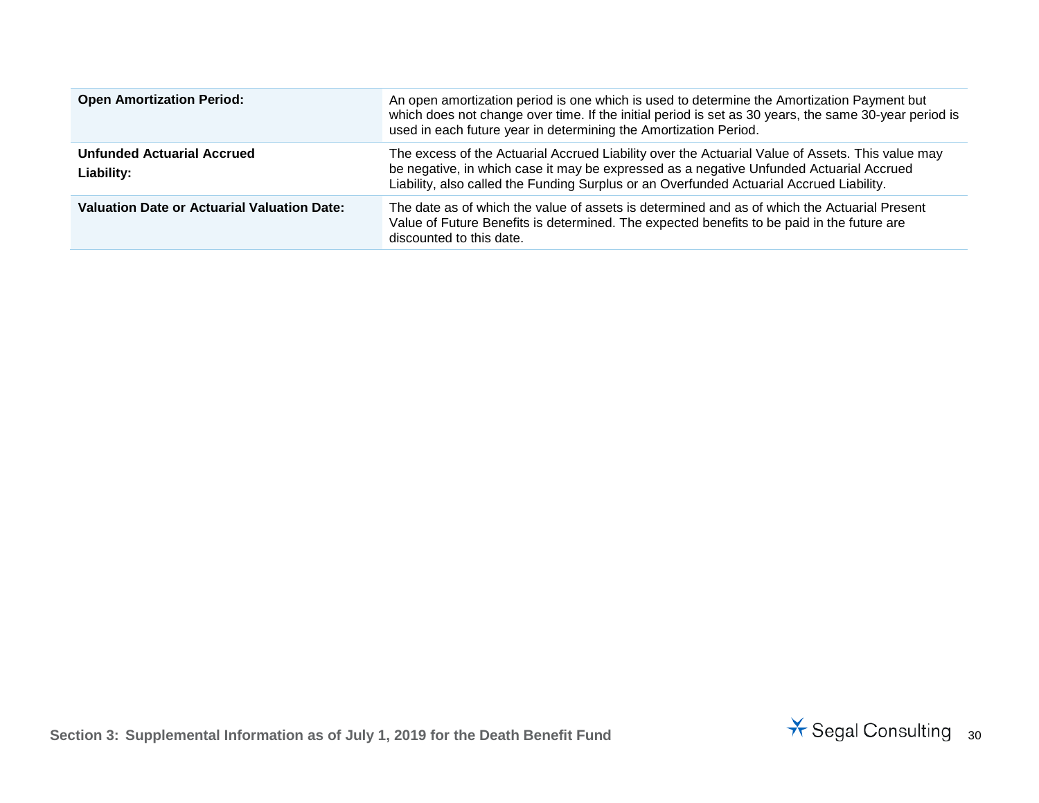| | |
|---|---|
| **Open Amortization Period:** | An open amortization period is one which is used to determine the Amortization Payment but which does not change over time. If the initial period is set as 30 years, the same 30-year period is used in each future year in determining the Amortization Period. |
| **Unfunded Actuarial Accrued Liability:** | The excess of the Actuarial Accrued Liability over the Actuarial Value of Assets. This value may be negative, in which case it may be expressed as a negative Unfunded Actuarial Accrued Liability, also called the Funding Surplus or an Overfunded Actuarial Accrued Liability. |
| **Valuation Date or Actuarial Valuation Date:** | The date as of which the value of assets is determined and as of which the Actuarial Present Value of Future Benefits is determined. The expected benefits to be paid in the future are discounted to this date. |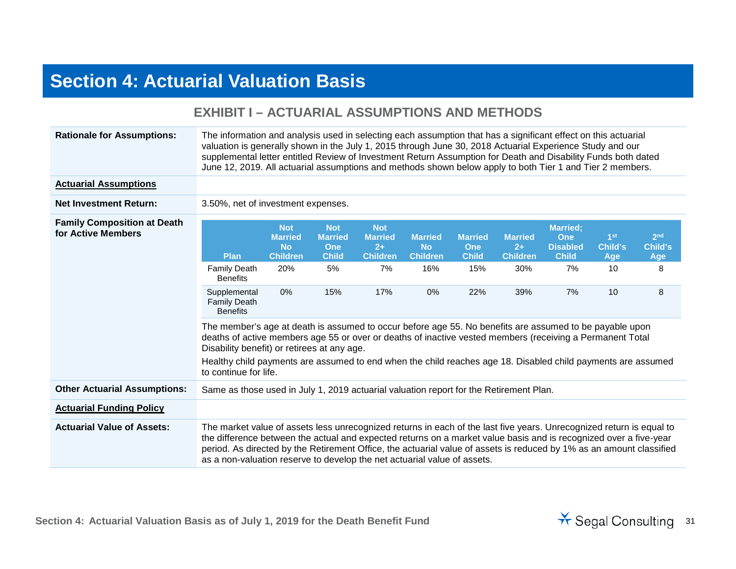# Section 4: Actuarial Valuation Basis

## EXHIBIT I – ACTUARIAL ASSUMPTIONS AND METHODS

**Rationale for Assumptions:**

The information and analysis used in selecting each assumption that has a significant effect on this actuarial valuation is generally shown in the July 1, 2015 through June 30, 2018 Actuarial Experience Study and our supplemental letter entitled Review of Investment Return Assumption for Death and Disability Funds both dated June 12, 2019. All actuarial assumptions and methods shown below apply to both Tier 1 and Tier 2 members.

**Actuarial Assumptions**

**Net Investment Return:**

3.50%, net of investment expenses.

**Family Composition at Death for Active Members**

| Plan | Not Married No Children | Not Married One Child | Not Married 2+ Children | Married No Children | Married One Child | Married 2+ Children | Married; One Disabled Child | 1st Child's Age | 2nd Child's Age |
|---|---|---|---|---|---|---|---|---|---|
| Family Death Benefits | 20% | 5% | 7% | 16% | 15% | 30% | 7% | 10 | 8 |
| Supplemental Family Death Benefits | 0% | 15% | 17% | 0% | 22% | 39% | 7% | 10 | 8 |

The member's age at death is assumed to occur before age 55. No benefits are assumed to be payable upon deaths of active members age 55 or over or deaths of inactive vested members (receiving a Permanent Total Disability benefit) or retirees at any age.

Healthy child payments are assumed to end when the child reaches age 18. Disabled child payments are assumed to continue for life.

**Other Actuarial Assumptions:**

Same as those used in July 1, 2019 actuarial valuation report for the Retirement Plan.

**Actuarial Funding Policy**

**Actuarial Value of Assets:**

The market value of assets less unrecognized returns in each of the last five years. Unrecognized return is equal to the difference between the actual and expected returns on a market value basis and is recognized over a five-year period. As directed by the Retirement Office, the actuarial value of assets is reduced by 1% as an amount classified as a non-valuation reserve to develop the net actuarial value of assets.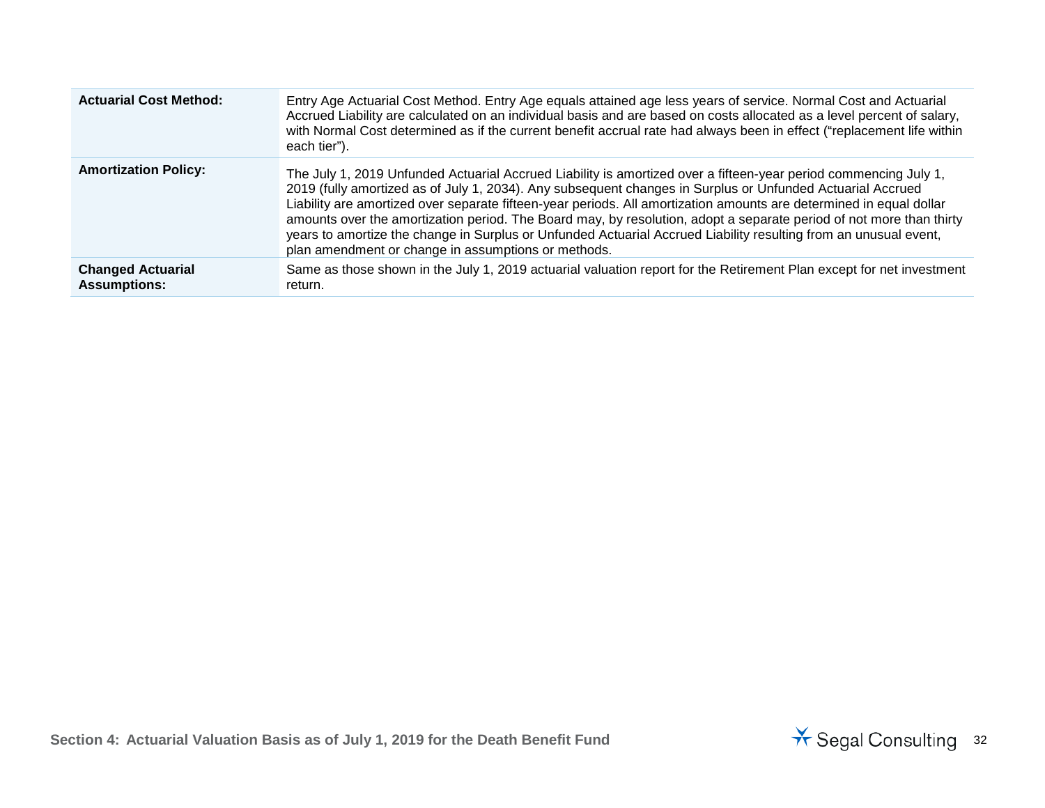| | |
|---|---|
| **Actuarial Cost Method:** | Entry Age Actuarial Cost Method. Entry Age equals attained age less years of service. Normal Cost and Actuarial Accrued Liability are calculated on an individual basis and are based on costs allocated as a level percent of salary, with Normal Cost determined as if the current benefit accrual rate had always been in effect ("replacement life within each tier"). |
| **Amortization Policy:** | The July 1, 2019 Unfunded Actuarial Accrued Liability is amortized over a fifteen-year period commencing July 1, 2019 (fully amortized as of July 1, 2034). Any subsequent changes in Surplus or Unfunded Actuarial Accrued Liability are amortized over separate fifteen-year periods. All amortization amounts are determined in equal dollar amounts over the amortization period. The Board may, by resolution, adopt a separate period of not more than thirty years to amortize the change in Surplus or Unfunded Actuarial Accrued Liability resulting from an unusual event, plan amendment or change in assumptions or methods. |
| **Changed Actuarial Assumptions:** | Same as those shown in the July 1, 2019 actuarial valuation report for the Retirement Plan except for net investment return. |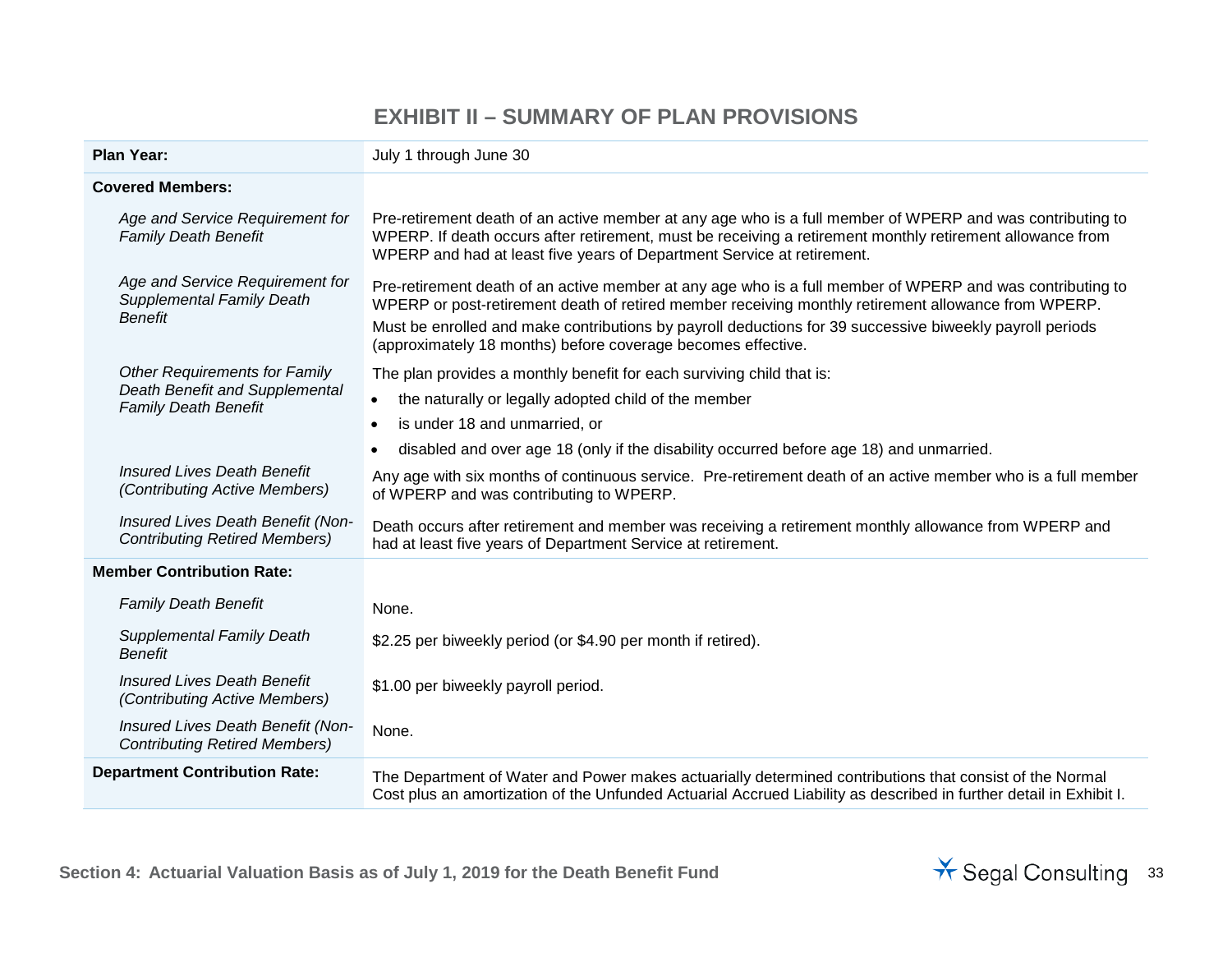# EXHIBIT II – SUMMARY OF PLAN PROVISIONS

| | |
|---|---|
| **Plan Year:** | July 1 through June 30 |
| **Covered Members:** | |
| *Age and Service Requirement for Family Death Benefit* | Pre-retirement death of an active member at any age who is a full member of WPERP and was contributing to WPERP. If death occurs after retirement, must be receiving a retirement monthly retirement allowance from WPERP and had at least five years of Department Service at retirement. |
| *Age and Service Requirement for Supplemental Family Death Benefit* | Pre-retirement death of an active member at any age who is a full member of WPERP and was contributing to WPERP or post-retirement death of retired member receiving monthly retirement allowance from WPERP. Must be enrolled and make contributions by payroll deductions for 39 successive biweekly payroll periods (approximately 18 months) before coverage becomes effective. |
| *Other Requirements for Family Death Benefit and Supplemental Family Death Benefit* | The plan provides a monthly benefit for each surviving child that is: • the naturally or legally adopted child of the member • is under 18 and unmarried, or • disabled and over age 18 (only if the disability occurred before age 18) and unmarried. |
| *Insured Lives Death Benefit (Contributing Active Members)* | Any age with six months of continuous service. Pre-retirement death of an active member who is a full member of WPERP and was contributing to WPERP. |
| *Insured Lives Death Benefit (Non-Contributing Retired Members)* | Death occurs after retirement and member was receiving a retirement monthly allowance from WPERP and had at least five years of Department Service at retirement. |
| **Member Contribution Rate:** | |
| *Family Death Benefit* | None. |
| *Supplemental Family Death Benefit* | $2.25 per biweekly period (or $4.90 per month if retired). |
| *Insured Lives Death Benefit (Contributing Active Members)* | $1.00 per biweekly payroll period. |
| *Insured Lives Death Benefit (Non-Contributing Retired Members)* | None. |
| **Department Contribution Rate:** | The Department of Water and Power makes actuarially determined contributions that consist of the Normal Cost plus an amortization of the Unfunded Actuarial Accrued Liability as described in further detail in Exhibit I. |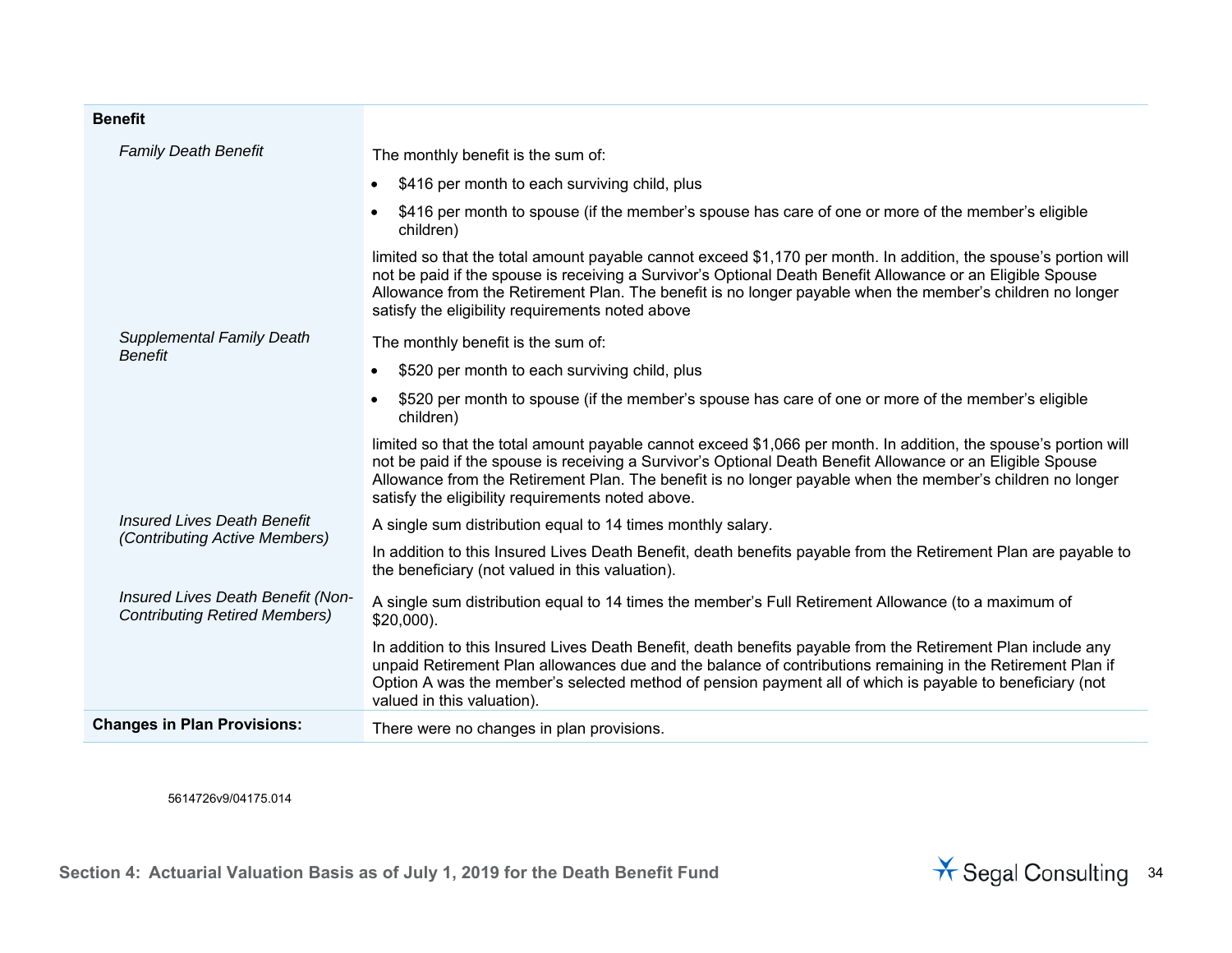| | |
|---|---|
| **Benefit** | |
| *Family Death Benefit* | The monthly benefit is the sum of:<br>• $416 per month to each surviving child, plus<br>• $416 per month to spouse (if the member's spouse has care of one or more of the member's eligible children)<br>limited so that the total amount payable cannot exceed $1,170 per month. In addition, the spouse's portion will not be paid if the spouse is receiving a Survivor's Optional Death Benefit Allowance or an Eligible Spouse Allowance from the Retirement Plan. The benefit is no longer payable when the member's children no longer satisfy the eligibility requirements noted above |
| *Supplemental Family Death Benefit* | The monthly benefit is the sum of:<br>• $520 per month to each surviving child, plus<br>• $520 per month to spouse (if the member's spouse has care of one or more of the member's eligible children)<br>limited so that the total amount payable cannot exceed $1,066 per month. In addition, the spouse's portion will not be paid if the spouse is receiving a Survivor's Optional Death Benefit Allowance or an Eligible Spouse Allowance from the Retirement Plan. The benefit is no longer payable when the member's children no longer satisfy the eligibility requirements noted above. |
| *Insured Lives Death Benefit (Contributing Active Members)* | A single sum distribution equal to 14 times monthly salary.<br>In addition to this Insured Lives Death Benefit, death benefits payable from the Retirement Plan are payable to the beneficiary (not valued in this valuation). |
| *Insured Lives Death Benefit (Non-Contributing Retired Members)* | A single sum distribution equal to 14 times the member's Full Retirement Allowance (to a maximum of $20,000).<br>In addition to this Insured Lives Death Benefit, death benefits payable from the Retirement Plan include any unpaid Retirement Plan allowances due and the balance of contributions remaining in the Retirement Plan if Option A was the member's selected method of pension payment all of which is payable to beneficiary (not valued in this valuation). |
| **Changes in Plan Provisions:** | There were no changes in plan provisions. |

5614726v9/04175.014